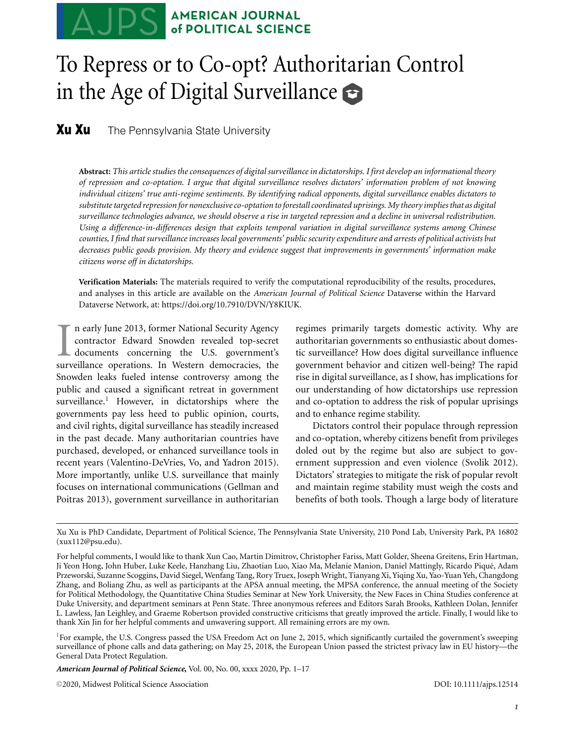# To Repress or to Co-opt? Authoritarian Control in the Age of Digital Surveillance

**Xu Xu** The Pennsylvania State University

**Abstract:** *This article studies the consequences of digital surveillance in dictatorships. I first develop an informational theory of repression and co-optation. I argue that digital surveillance resolves dictators' information problem of not knowing individual citizens' true anti-regime sentiments. By identifying radical opponents, digital surveillance enables dictators to substitute targeted repression for nonexclusive co-optation to forestall coordinated uprisings. My theory implies that as digital surveillance technologies advance, we should observe a rise in targeted repression and a decline in universal redistribution. Using a difference-in-differences design that exploits temporal variation in digital surveillance systems among Chinese counties, I find that surveillance increases local governments' public security expenditure and arrests of political activists but decreases public goods provision. My theory and evidence suggest that improvements in governments' information make citizens worse off in dictatorships.*

**Verification Materials:** The materials required to verify the computational reproducibility of the results, procedures, and analyses in this article are available on the *American Journal of Political Science* Dataverse within the Harvard Dataverse Network, at: https://doi.org/10.7910/DVN/Y8KIUK.

In early June 2013, former National Security Agency contractor Edward Snowden revealed top-secret documents concerning the U.S. government's surveillance operations. In Western democracies, the Snowden leaks fueled intense controversy among the public and caused a significant retreat in government surveillance.[1] However, in dictatorships where the governments pay less heed to public opinion, courts, and civil rights, digital surveillance has steadily increased in the past decade. Many authoritarian countries have purchased, developed, or enhanced surveillance tools in recent years (Valentino-DeVries, Vo, and Yadron 2015). More importantly, unlike U.S. surveillance that mainly focuses on international communications (Gellman and Poitras 2013), government surveillance in authoritarian regimes primarily targets domestic activity. Why are authoritarian governments so enthusiastic about domestic surveillance? How does digital surveillance influence government behavior and citizen well-being? The rapid rise in digital surveillance, as I show, has implications for our understanding of how dictatorships use repression and co-optation to address the risk of popular uprisings and to enhance regime stability.

Dictators control their populace through repression and co-optation, whereby citizens benefit from privileges doled out by the regime but also are subject to government suppression and even violence (Svolik 2012). Dictators' strategies to mitigate the risk of popular revolt and maintain regime stability must weigh the costs and benefits of both tools. Though a large body of literature

---

Xu Xu is PhD Candidate, Department of Political Science, The Pennsylvania State University, 210 Pond Lab, University Park, PA 16802 (xux112@psu.edu).

For helpful comments, I would like to thank Xun Cao, Martin Dimitrov, Christopher Fariss, Matt Golder, Sheena Greitens, Erin Hartman, Ji Yeon Hong, John Huber, Luke Keele, Hanzhang Liu, Zhaotian Luo, Xiao Ma, Melanie Manion, Daniel Mattingly, Ricardo Piqué, Adam Przeworski, Suzanne Scoggins, David Siegel, Wenfang Tang, Rory Truex, Joseph Wright, Tianyang Xi, Yiqing Xu, Yao-Yuan Yeh, Changdong Zhang, and Boliang Zhu, as well as participants at the APSA annual meeting, the MPSA conference, the annual meeting of the Society for Political Methodology, the Quantitative China Studies Seminar at New York University, the New Faces in China Studies conference at Duke University, and department seminars at Penn State. Three anonymous referees and Editors Sarah Brooks, Kathleen Dolan, Jennifer L. Lawless, Jan Leighley, and Graeme Robertson provided constructive criticisms that greatly improved the article. Finally, I would like to thank Xin Jin for her helpful comments and unwavering support. All remaining errors are my own.

[1] For example, the U.S. Congress passed the USA Freedom Act on June 2, 2015, which significantly curtailed the government's sweeping surveillance of phone calls and data gathering; on May 25, 2018, the European Union passed the strictest privacy law in EU history—the General Data Protect Regulation.

©2020, Midwest Political Science Association DOI: 10.1111/ajps.12514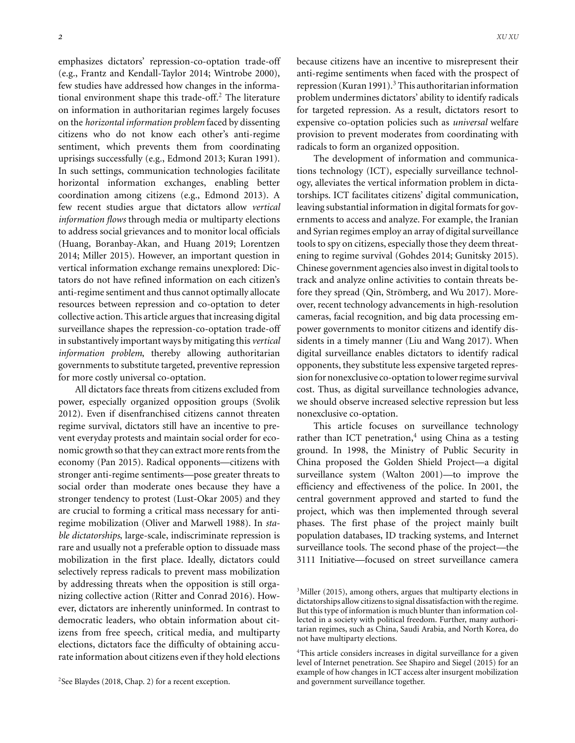emphasizes dictators' repression-co-optation trade-off (e.g., Frantz and Kendall-Taylor 2014; Wintrobe 2000), few studies have addressed how changes in the informational environment shape this trade-off.[2] The literature on information in authoritarian regimes largely focuses on the *horizontal information problem* faced by dissenting citizens who do not know each other's anti-regime sentiment, which prevents them from coordinating uprisings successfully (e.g., Edmond 2013; Kuran 1991). In such settings, communication technologies facilitate horizontal information exchanges, enabling better coordination among citizens (e.g., Edmond 2013). A few recent studies argue that dictators allow *vertical information flows* through media or multiparty elections to address social grievances and to monitor local officials (Huang, Boranbay-Akan, and Huang 2019; Lorentzen 2014; Miller 2015). However, an important question in vertical information exchange remains unexplored: Dictators do not have refined information on each citizen's anti-regime sentiment and thus cannot optimally allocate resources between repression and co-optation to deter collective action. This article argues that increasing digital surveillance shapes the repression-co-optation trade-off in substantively important ways by mitigating this *vertical information problem*, thereby allowing authoritarian governments to substitute targeted, preventive repression for more costly universal co-optation.

All dictators face threats from citizens excluded from power, especially organized opposition groups (Svolik 2012). Even if disenfranchised citizens cannot threaten regime survival, dictators still have an incentive to prevent everyday protests and maintain social order for economic growth so that they can extract more rents from the economy (Pan 2015). Radical opponents—citizens with stronger anti-regime sentiments—pose greater threats to social order than moderate ones because they have a stronger tendency to protest (Lust-Okar 2005) and they are crucial to forming a critical mass necessary for anti-regime mobilization (Oliver and Marwell 1988). In *stable dictatorships*, large-scale, indiscriminate repression is rare and usually not a preferable option to dissuade mass mobilization in the first place. Ideally, dictators could selectively repress radicals to prevent mass mobilization by addressing threats when the opposition is still organizing collective action (Ritter and Conrad 2016). However, dictators are inherently uninformed. In contrast to democratic leaders, who obtain information about citizens from free speech, critical media, and multiparty elections, dictators face the difficulty of obtaining accurate information about citizens even if they hold elections because citizens have an incentive to misrepresent their anti-regime sentiments when faced with the prospect of repression (Kuran 1991).[3] This authoritarian information problem undermines dictators' ability to identify radicals for targeted repression. As a result, dictators resort to expensive co-optation policies such as *universal* welfare provision to prevent moderates from coordinating with radicals to form an organized opposition.

The development of information and communications technology (ICT), especially surveillance technology, alleviates the vertical information problem in dictatorships. ICT facilitates citizens' digital communication, leaving substantial information in digital formats for governments to access and analyze. For example, the Iranian and Syrian regimes employ an array of digital surveillance tools to spy on citizens, especially those they deem threatening to regime survival (Gohdes 2014; Gunitsky 2015). Chinese government agencies also invest in digital tools to track and analyze online activities to contain threats before they spread (Qin, Strömberg, and Wu 2017). Moreover, recent technology advancements in high-resolution cameras, facial recognition, and big data processing empower governments to monitor citizens and identify dissidents in a timely manner (Liu and Wang 2017). When digital surveillance enables dictators to identify radical opponents, they substitute less expensive targeted repression for nonexclusive co-optation to lower regime survival cost. Thus, as digital surveillance technologies advance, we should observe increased selective repression but less nonexclusive co-optation.

This article focuses on surveillance technology rather than ICT penetration,[4] using China as a testing ground. In 1998, the Ministry of Public Security in China proposed the Golden Shield Project—a digital surveillance system (Walton 2001)—to improve the efficiency and effectiveness of the police. In 2001, the central government approved and started to fund the project, which was then implemented through several phases. The first phase of the project mainly built population databases, ID tracking systems, and Internet surveillance tools. The second phase of the project—the 3111 Initiative—focused on street surveillance camera

[2]See Blaydes (2018, Chap. 2) for a recent exception.

[3]Miller (2015), among others, argues that multiparty elections in dictatorships allow citizens to signal dissatisfaction with the regime. But this type of information is much blunter than information collected in a society with political freedom. Further, many authoritarian regimes, such as China, Saudi Arabia, and North Korea, do not have multiparty elections.

[4]This article considers increases in digital surveillance for a given level of Internet penetration. See Shapiro and Siegel (2015) for an example of how changes in ICT access alter insurgent mobilization and government surveillance together.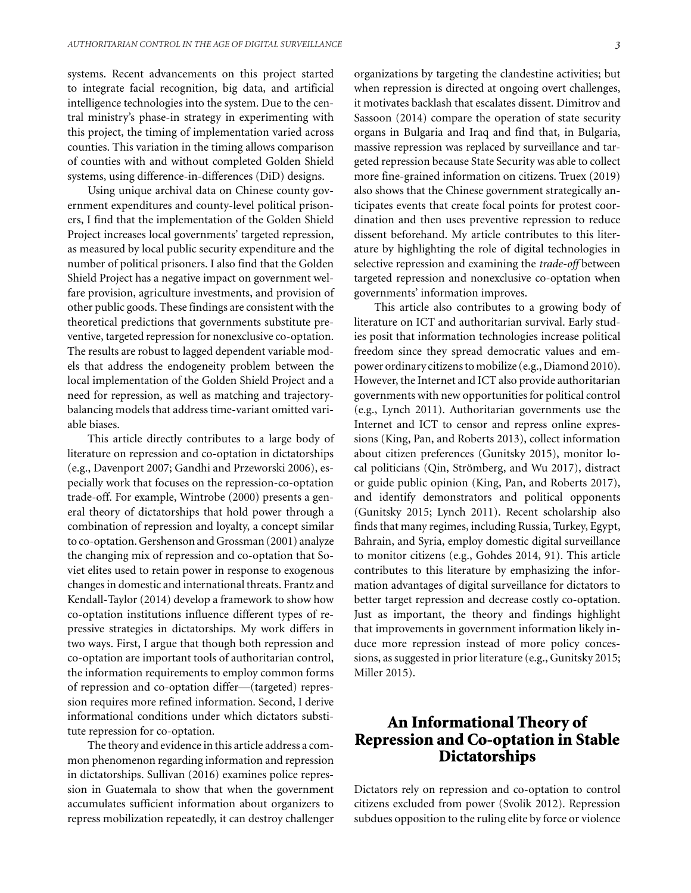systems. Recent advancements on this project started to integrate facial recognition, big data, and artificial intelligence technologies into the system. Due to the central ministry's phase-in strategy in experimenting with this project, the timing of implementation varied across counties. This variation in the timing allows comparison of counties with and without completed Golden Shield systems, using difference-in-differences (DiD) designs.

Using unique archival data on Chinese county government expenditures and county-level political prisoners, I find that the implementation of the Golden Shield Project increases local governments' targeted repression, as measured by local public security expenditure and the number of political prisoners. I also find that the Golden Shield Project has a negative impact on government welfare provision, agriculture investments, and provision of other public goods. These findings are consistent with the theoretical predictions that governments substitute preventive, targeted repression for nonexclusive co-optation. The results are robust to lagged dependent variable models that address the endogeneity problem between the local implementation of the Golden Shield Project and a need for repression, as well as matching and trajectory-balancing models that address time-variant omitted variable biases.

This article directly contributes to a large body of literature on repression and co-optation in dictatorships (e.g., Davenport 2007; Gandhi and Przeworski 2006), especially work that focuses on the repression-co-optation trade-off. For example, Wintrobe (2000) presents a general theory of dictatorships that hold power through a combination of repression and loyalty, a concept similar to co-optation. Gershenson and Grossman (2001) analyze the changing mix of repression and co-optation that Soviet elites used to retain power in response to exogenous changes in domestic and international threats. Frantz and Kendall-Taylor (2014) develop a framework to show how co-optation institutions influence different types of repressive strategies in dictatorships. My work differs in two ways. First, I argue that though both repression and co-optation are important tools of authoritarian control, the information requirements to employ common forms of repression and co-optation differ—(targeted) repression requires more refined information. Second, I derive informational conditions under which dictators substitute repression for co-optation.

The theory and evidence in this article address a common phenomenon regarding information and repression in dictatorships. Sullivan (2016) examines police repression in Guatemala to show that when the government accumulates sufficient information about organizers to repress mobilization repeatedly, it can destroy challenger organizations by targeting the clandestine activities; but when repression is directed at ongoing overt challenges, it motivates backlash that escalates dissent. Dimitrov and Sassoon (2014) compare the operation of state security organs in Bulgaria and Iraq and find that, in Bulgaria, massive repression was replaced by surveillance and targeted repression because State Security was able to collect more fine-grained information on citizens. Truex (2019) also shows that the Chinese government strategically anticipates events that create focal points for protest coordination and then uses preventive repression to reduce dissent beforehand. My article contributes to this literature by highlighting the role of digital technologies in selective repression and examining the *trade-off* between targeted repression and nonexclusive co-optation when governments' information improves.

This article also contributes to a growing body of literature on ICT and authoritarian survival. Early studies posit that information technologies increase political freedom since they spread democratic values and empower ordinary citizens to mobilize (e.g., Diamond 2010). However, the Internet and ICT also provide authoritarian governments with new opportunities for political control (e.g., Lynch 2011). Authoritarian governments use the Internet and ICT to censor and repress online expressions (King, Pan, and Roberts 2013), collect information about citizen preferences (Gunitsky 2015), monitor local politicians (Qin, Strömberg, and Wu 2017), distract or guide public opinion (King, Pan, and Roberts 2017), and identify demonstrators and political opponents (Gunitsky 2015; Lynch 2011). Recent scholarship also finds that many regimes, including Russia, Turkey, Egypt, Bahrain, and Syria, employ domestic digital surveillance to monitor citizens (e.g., Gohdes 2014, 91). This article contributes to this literature by emphasizing the information advantages of digital surveillance for dictators to better target repression and decrease costly co-optation. Just as important, the theory and findings highlight that improvements in government information likely induce more repression instead of more policy concessions, as suggested in prior literature (e.g., Gunitsky 2015; Miller 2015).

## An Informational Theory of Repression and Co-optation in Stable Dictatorships

Dictators rely on repression and co-optation to control citizens excluded from power (Svolik 2012). Repression subdues opposition to the ruling elite by force or violence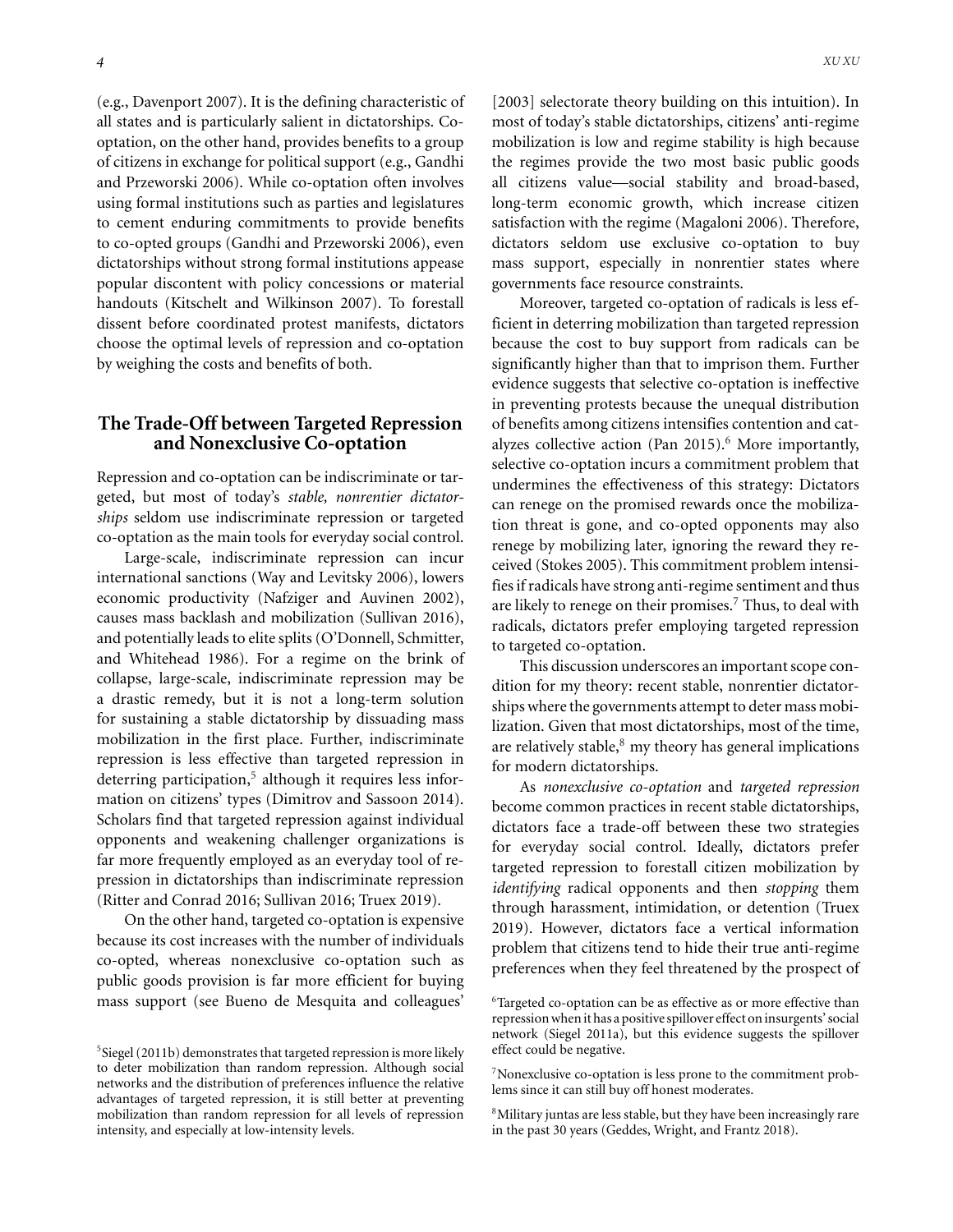(e.g., Davenport 2007). It is the defining characteristic of all states and is particularly salient in dictatorships. Co-optation, on the other hand, provides benefits to a group of citizens in exchange for political support (e.g., Gandhi and Przeworski 2006). While co-optation often involves using formal institutions such as parties and legislatures to cement enduring commitments to provide benefits to co-opted groups (Gandhi and Przeworski 2006), even dictatorships without strong formal institutions appease popular discontent with policy concessions or material handouts (Kitschelt and Wilkinson 2007). To forestall dissent before coordinated protest manifests, dictators choose the optimal levels of repression and co-optation by weighing the costs and benefits of both.

## The Trade-Off between Targeted Repression and Nonexclusive Co-optation

Repression and co-optation can be indiscriminate or targeted, but most of today's *stable, nonrentier dictatorships* seldom use indiscriminate repression or targeted co-optation as the main tools for everyday social control.

Large-scale, indiscriminate repression can incur international sanctions (Way and Levitsky 2006), lowers economic productivity (Nafziger and Auvinen 2002), causes mass backlash and mobilization (Sullivan 2016), and potentially leads to elite splits (O'Donnell, Schmitter, and Whitehead 1986). For a regime on the brink of collapse, large-scale, indiscriminate repression may be a drastic remedy, but it is not a long-term solution for sustaining a stable dictatorship by dissuading mass mobilization in the first place. Further, indiscriminate repression is less effective than targeted repression in deterring participation,[5] although it requires less information on citizens' types (Dimitrov and Sassoon 2014). Scholars find that targeted repression against individual opponents and weakening challenger organizations is far more frequently employed as an everyday tool of repression in dictatorships than indiscriminate repression (Ritter and Conrad 2016; Sullivan 2016; Truex 2019).

On the other hand, targeted co-optation is expensive because its cost increases with the number of individuals co-opted, whereas nonexclusive co-optation such as public goods provision is far more efficient for buying mass support (see Bueno de Mesquita and colleagues' [2003] selectorate theory building on this intuition). In most of today's stable dictatorships, citizens' anti-regime mobilization is low and regime stability is high because the regimes provide the two most basic public goods all citizens value—social stability and broad-based, long-term economic growth, which increase citizen satisfaction with the regime (Magaloni 2006). Therefore, dictators seldom use exclusive co-optation to buy mass support, especially in nonrentier states where governments face resource constraints.

Moreover, targeted co-optation of radicals is less efficient in deterring mobilization than targeted repression because the cost to buy support from radicals can be significantly higher than that to imprison them. Further evidence suggests that selective co-optation is ineffective in preventing protests because the unequal distribution of benefits among citizens intensifies contention and catalyzes collective action (Pan 2015).[6] More importantly, selective co-optation incurs a commitment problem that undermines the effectiveness of this strategy: Dictators can renege on the promised rewards once the mobilization threat is gone, and co-opted opponents may also renege by mobilizing later, ignoring the reward they received (Stokes 2005). This commitment problem intensifies if radicals have strong anti-regime sentiment and thus are likely to renege on their promises.[7] Thus, to deal with radicals, dictators prefer employing targeted repression to targeted co-optation.

This discussion underscores an important scope condition for my theory: recent stable, nonrentier dictatorships where the governments attempt to deter mass mobilization. Given that most dictatorships, most of the time, are relatively stable,[8] my theory has general implications for modern dictatorships.

As *nonexclusive co-optation* and *targeted repression* become common practices in recent stable dictatorships, dictators face a trade-off between these two strategies for everyday social control. Ideally, dictators prefer targeted repression to forestall citizen mobilization by *identifying* radical opponents and then *stopping* them through harassment, intimidation, or detention (Truex 2019). However, dictators face a vertical information problem that citizens tend to hide their true anti-regime preferences when they feel threatened by the prospect of

[5] Siegel (2011b) demonstrates that targeted repression is more likely to deter mobilization than random repression. Although social networks and the distribution of preferences influence the relative advantages of targeted repression, it is still better at preventing mobilization than random repression for all levels of repression intensity, and especially at low-intensity levels.

[6] Targeted co-optation can be as effective as or more effective than repression when it has a positive spillover effect on insurgents' social network (Siegel 2011a), but this evidence suggests the spillover effect could be negative.

[7] Nonexclusive co-optation is less prone to the commitment problems since it can still buy off honest moderates.

[8] Military juntas are less stable, but they have been increasingly rare in the past 30 years (Geddes, Wright, and Frantz 2018).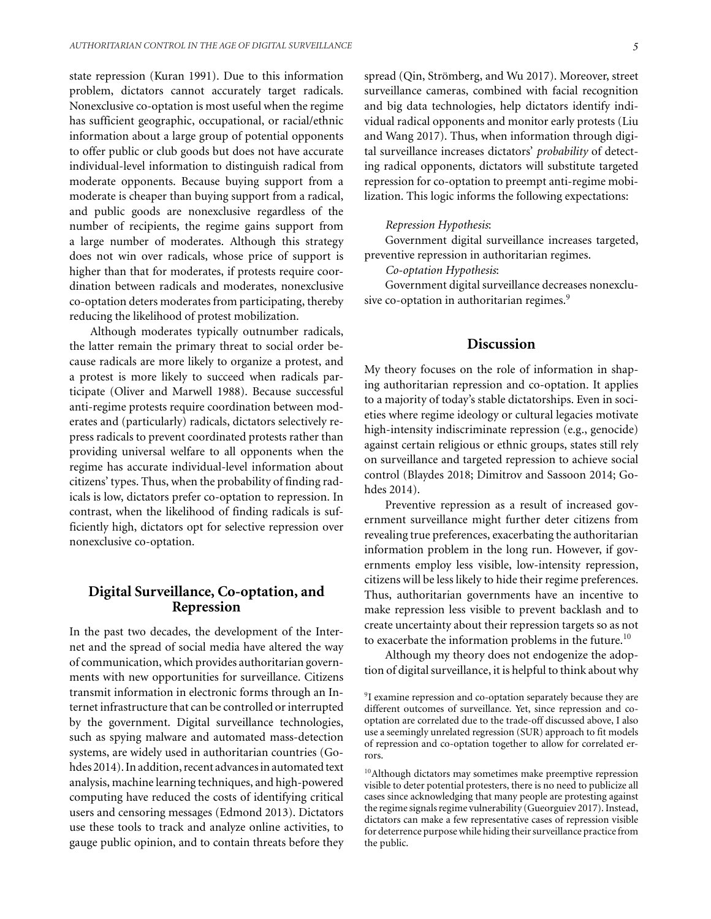state repression (Kuran 1991). Due to this information problem, dictators cannot accurately target radicals. Nonexclusive co-optation is most useful when the regime has sufficient geographic, occupational, or racial/ethnic information about a large group of potential opponents to offer public or club goods but does not have accurate individual-level information to distinguish radical from moderate opponents. Because buying support from a moderate is cheaper than buying support from a radical, and public goods are nonexclusive regardless of the number of recipients, the regime gains support from a large number of moderates. Although this strategy does not win over radicals, whose price of support is higher than that for moderates, if protests require coordination between radicals and moderates, nonexclusive co-optation deters moderates from participating, thereby reducing the likelihood of protest mobilization.

Although moderates typically outnumber radicals, the latter remain the primary threat to social order because radicals are more likely to organize a protest, and a protest is more likely to succeed when radicals participate (Oliver and Marwell 1988). Because successful anti-regime protests require coordination between moderates and (particularly) radicals, dictators selectively repress radicals to prevent coordinated protests rather than providing universal welfare to all opponents when the regime has accurate individual-level information about citizens' types. Thus, when the probability of finding radicals is low, dictators prefer co-optation to repression. In contrast, when the likelihood of finding radicals is sufficiently high, dictators opt for selective repression over nonexclusive co-optation.

## Digital Surveillance, Co-optation, and Repression

In the past two decades, the development of the Internet and the spread of social media have altered the way of communication, which provides authoritarian governments with new opportunities for surveillance. Citizens transmit information in electronic forms through an Internet infrastructure that can be controlled or interrupted by the government. Digital surveillance technologies, such as spying malware and automated mass-detection systems, are widely used in authoritarian countries (Gohdes 2014). In addition, recent advances in automated text analysis, machine learning techniques, and high-powered computing have reduced the costs of identifying critical users and censoring messages (Edmond 2013). Dictators use these tools to track and analyze online activities, to gauge public opinion, and to contain threats before they spread (Qin, Strömberg, and Wu 2017). Moreover, street surveillance cameras, combined with facial recognition and big data technologies, help dictators identify individual radical opponents and monitor early protests (Liu and Wang 2017). Thus, when information through digital surveillance increases dictators' *probability* of detecting radical opponents, dictators will substitute targeted repression for co-optation to preempt anti-regime mobilization. This logic informs the following expectations:

*Repression Hypothesis*:

Government digital surveillance increases targeted, preventive repression in authoritarian regimes.

*Co-optation Hypothesis*:

Government digital surveillance decreases nonexclusive co-optation in authoritarian regimes.[9]

## Discussion

My theory focuses on the role of information in shaping authoritarian repression and co-optation. It applies to a majority of today's stable dictatorships. Even in societies where regime ideology or cultural legacies motivate high-intensity indiscriminate repression (e.g., genocide) against certain religious or ethnic groups, states still rely on surveillance and targeted repression to achieve social control (Blaydes 2018; Dimitrov and Sassoon 2014; Gohdes 2014).

Preventive repression as a result of increased government surveillance might further deter citizens from revealing true preferences, exacerbating the authoritarian information problem in the long run. However, if governments employ less visible, low-intensity repression, citizens will be less likely to hide their regime preferences. Thus, authoritarian governments have an incentive to make repression less visible to prevent backlash and to create uncertainty about their repression targets so as not to exacerbate the information problems in the future.[10]

Although my theory does not endogenize the adoption of digital surveillance, it is helpful to think about why

[9] I examine repression and co-optation separately because they are different outcomes of surveillance. Yet, since repression and co-optation are correlated due to the trade-off discussed above, I also use a seemingly unrelated regression (SUR) approach to fit models of repression and co-optation together to allow for correlated errors.

[10] Although dictators may sometimes make preemptive repression visible to deter potential protesters, there is no need to publicize all cases since acknowledging that many people are protesting against the regime signals regime vulnerability (Gueorguiev 2017). Instead, dictators can make a few representative cases of repression visible for deterrence purpose while hiding their surveillance practice from the public.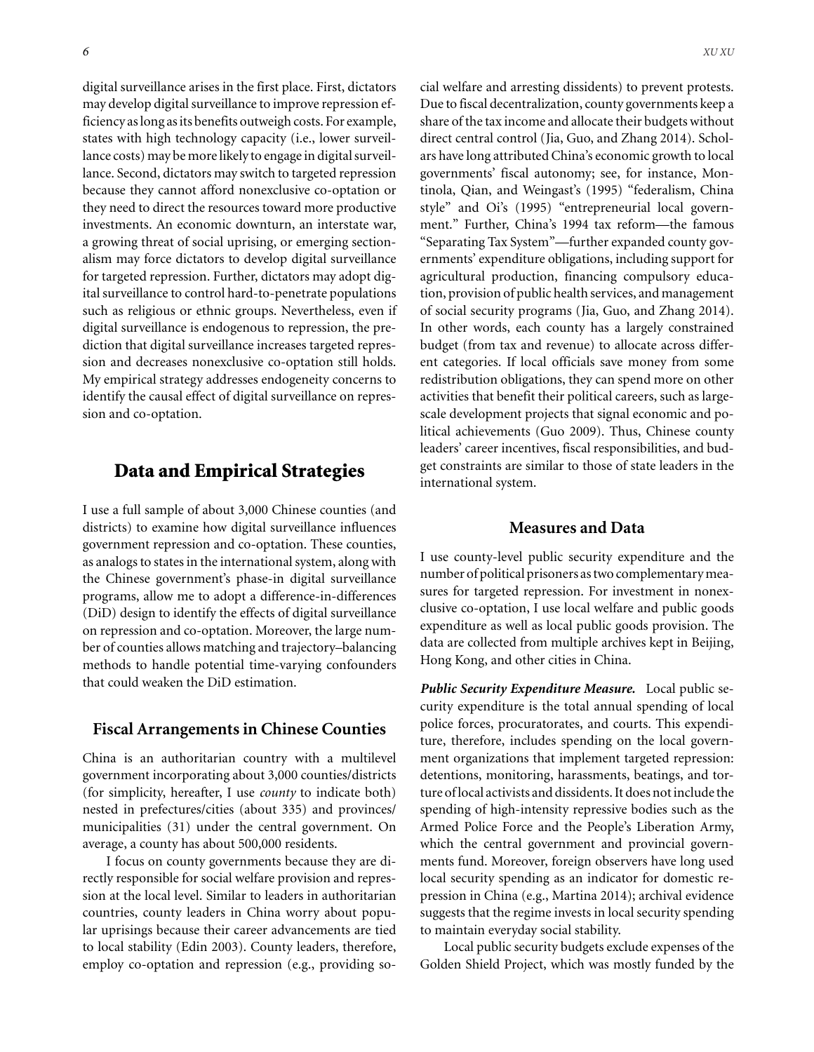digital surveillance arises in the first place. First, dictators may develop digital surveillance to improve repression efficiency as long as its benefits outweigh costs. For example, states with high technology capacity (i.e., lower surveillance costs) may be more likely to engage in digital surveillance. Second, dictators may switch to targeted repression because they cannot afford nonexclusive co-optation or they need to direct the resources toward more productive investments. An economic downturn, an interstate war, a growing threat of social uprising, or emerging sectionalism may force dictators to develop digital surveillance for targeted repression. Further, dictators may adopt digital surveillance to control hard-to-penetrate populations such as religious or ethnic groups. Nevertheless, even if digital surveillance is endogenous to repression, the prediction that digital surveillance increases targeted repression and decreases nonexclusive co-optation still holds. My empirical strategy addresses endogeneity concerns to identify the causal effect of digital surveillance on repression and co-optation.

## Data and Empirical Strategies

I use a full sample of about 3,000 Chinese counties (and districts) to examine how digital surveillance influences government repression and co-optation. These counties, as analogs to states in the international system, along with the Chinese government's phase-in digital surveillance programs, allow me to adopt a difference-in-differences (DiD) design to identify the effects of digital surveillance on repression and co-optation. Moreover, the large number of counties allows matching and trajectory–balancing methods to handle potential time-varying confounders that could weaken the DiD estimation.

### Fiscal Arrangements in Chinese Counties

China is an authoritarian country with a multilevel government incorporating about 3,000 counties/districts (for simplicity, hereafter, I use *county* to indicate both) nested in prefectures/cities (about 335) and provinces/municipalities (31) under the central government. On average, a county has about 500,000 residents.

I focus on county governments because they are directly responsible for social welfare provision and repression at the local level. Similar to leaders in authoritarian countries, county leaders in China worry about popular uprisings because their career advancements are tied to local stability (Edin 2003). County leaders, therefore, employ co-optation and repression (e.g., providing social welfare and arresting dissidents) to prevent protests. Due to fiscal decentralization, county governments keep a share of the tax income and allocate their budgets without direct central control (Jia, Guo, and Zhang 2014). Scholars have long attributed China's economic growth to local governments' fiscal autonomy; see, for instance, Montinola, Qian, and Weingast's (1995) "federalism, China style" and Oi's (1995) "entrepreneurial local government." Further, China's 1994 tax reform—the famous "Separating Tax System"—further expanded county governments' expenditure obligations, including support for agricultural production, financing compulsory education, provision of public health services, and management of social security programs (Jia, Guo, and Zhang 2014). In other words, each county has a largely constrained budget (from tax and revenue) to allocate across different categories. If local officials save money from some redistribution obligations, they can spend more on other activities that benefit their political careers, such as large-scale development projects that signal economic and political achievements (Guo 2009). Thus, Chinese county leaders' career incentives, fiscal responsibilities, and budget constraints are similar to those of state leaders in the international system.

### Measures and Data

I use county-level public security expenditure and the number of political prisoners as two complementary measures for targeted repression. For investment in nonexclusive co-optation, I use local welfare and public goods expenditure as well as local public goods provision. The data are collected from multiple archives kept in Beijing, Hong Kong, and other cities in China.

***Public Security Expenditure Measure.*** Local public security expenditure is the total annual spending of local police forces, procuratorates, and courts. This expenditure, therefore, includes spending on the local government organizations that implement targeted repression: detentions, monitoring, harassments, beatings, and torture of local activists and dissidents. It does not include the spending of high-intensity repressive bodies such as the Armed Police Force and the People's Liberation Army, which the central government and provincial governments fund. Moreover, foreign observers have long used local security spending as an indicator for domestic repression in China (e.g., Martina 2014); archival evidence suggests that the regime invests in local security spending to maintain everyday social stability.

Local public security budgets exclude expenses of the Golden Shield Project, which was mostly funded by the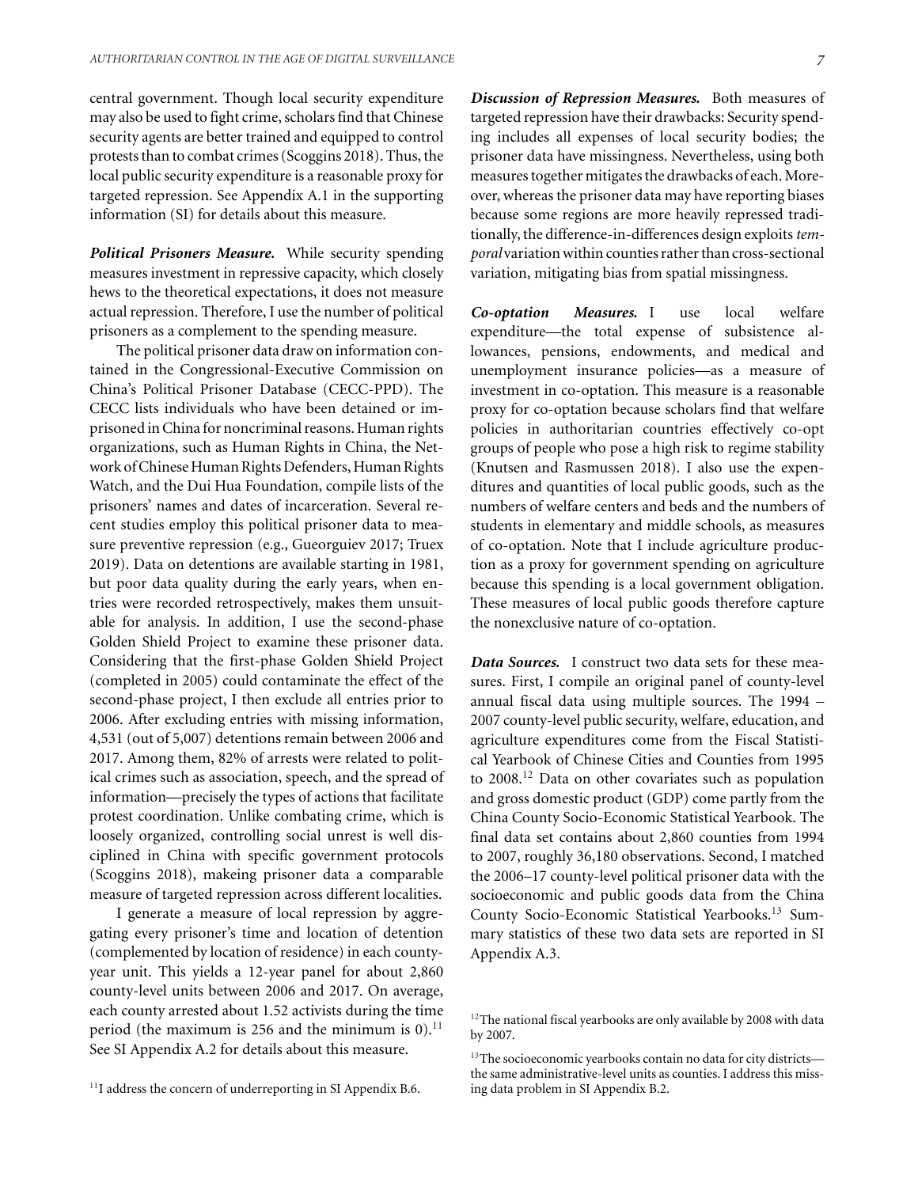central government. Though local security expenditure may also be used to fight crime, scholars find that Chinese security agents are better trained and equipped to control protests than to combat crimes (Scoggins 2018). Thus, the local public security expenditure is a reasonable proxy for targeted repression. See Appendix A.1 in the supporting information (SI) for details about this measure.

***Political Prisoners Measure.*** While security spending measures investment in repressive capacity, which closely hews to the theoretical expectations, it does not measure actual repression. Therefore, I use the number of political prisoners as a complement to the spending measure.

The political prisoner data draw on information contained in the Congressional-Executive Commission on China's Political Prisoner Database (CECC-PPD). The CECC lists individuals who have been detained or imprisoned in China for noncriminal reasons. Human rights organizations, such as Human Rights in China, the Network of Chinese Human Rights Defenders, Human Rights Watch, and the Dui Hua Foundation, compile lists of the prisoners' names and dates of incarceration. Several recent studies employ this political prisoner data to measure preventive repression (e.g., Gueorguiev 2017; Truex 2019). Data on detentions are available starting in 1981, but poor data quality during the early years, when entries were recorded retrospectively, makes them unsuitable for analysis. In addition, I use the second-phase Golden Shield Project to examine these prisoner data. Considering that the first-phase Golden Shield Project (completed in 2005) could contaminate the effect of the second-phase project, I then exclude all entries prior to 2006. After excluding entries with missing information, 4,531 (out of 5,007) detentions remain between 2006 and 2017. Among them, 82% of arrests were related to political crimes such as association, speech, and the spread of information—precisely the types of actions that facilitate protest coordination. Unlike combating crime, which is loosely organized, controlling social unrest is well disciplined in China with specific government protocols (Scoggins 2018), makeing prisoner data a comparable measure of targeted repression across different localities.

I generate a measure of local repression by aggregating every prisoner's time and location of detention (complemented by location of residence) in each county-year unit. This yields a 12-year panel for about 2,860 county-level units between 2006 and 2017. On average, each county arrested about 1.52 activists during the time period (the maximum is 256 and the minimum is 0).[11] See SI Appendix A.2 for details about this measure.

***Discussion of Repression Measures.*** Both measures of targeted repression have their drawbacks: Security spending includes all expenses of local security bodies; the prisoner data have missingness. Nevertheless, using both measures together mitigates the drawbacks of each. Moreover, whereas the prisoner data may have reporting biases because some regions are more heavily repressed traditionally, the difference-in-differences design exploits *temporal* variation within counties rather than cross-sectional variation, mitigating bias from spatial missingness.

***Co-optation Measures.*** I use local welfare expenditure—the total expense of subsistence allowances, pensions, endowments, and medical and unemployment insurance policies—as a measure of investment in co-optation. This measure is a reasonable proxy for co-optation because scholars find that welfare policies in authoritarian countries effectively co-opt groups of people who pose a high risk to regime stability (Knutsen and Rasmussen 2018). I also use the expenditures and quantities of local public goods, such as the numbers of welfare centers and beds and the numbers of students in elementary and middle schools, as measures of co-optation. Note that I include agriculture production as a proxy for government spending on agriculture because this spending is a local government obligation. These measures of local public goods therefore capture the nonexclusive nature of co-optation.

***Data Sources.*** I construct two data sets for these measures. First, I compile an original panel of county-level annual fiscal data using multiple sources. The 1994 – 2007 county-level public security, welfare, education, and agriculture expenditures come from the Fiscal Statistical Yearbook of Chinese Cities and Counties from 1995 to 2008.[12] Data on other covariates such as population and gross domestic product (GDP) come partly from the China County Socio-Economic Statistical Yearbook. The final data set contains about 2,860 counties from 1994 to 2007, roughly 36,180 observations. Second, I matched the 2006–17 county-level political prisoner data with the socioeconomic and public goods data from the China County Socio-Economic Statistical Yearbooks.[13] Summary statistics of these two data sets are reported in SI Appendix A.3.

[11] I address the concern of underreporting in SI Appendix B.6.

[12] The national fiscal yearbooks are only available by 2008 with data by 2007.

[13] The socioeconomic yearbooks contain no data for city districts—the same administrative-level units as counties. I address this missing data problem in SI Appendix B.2.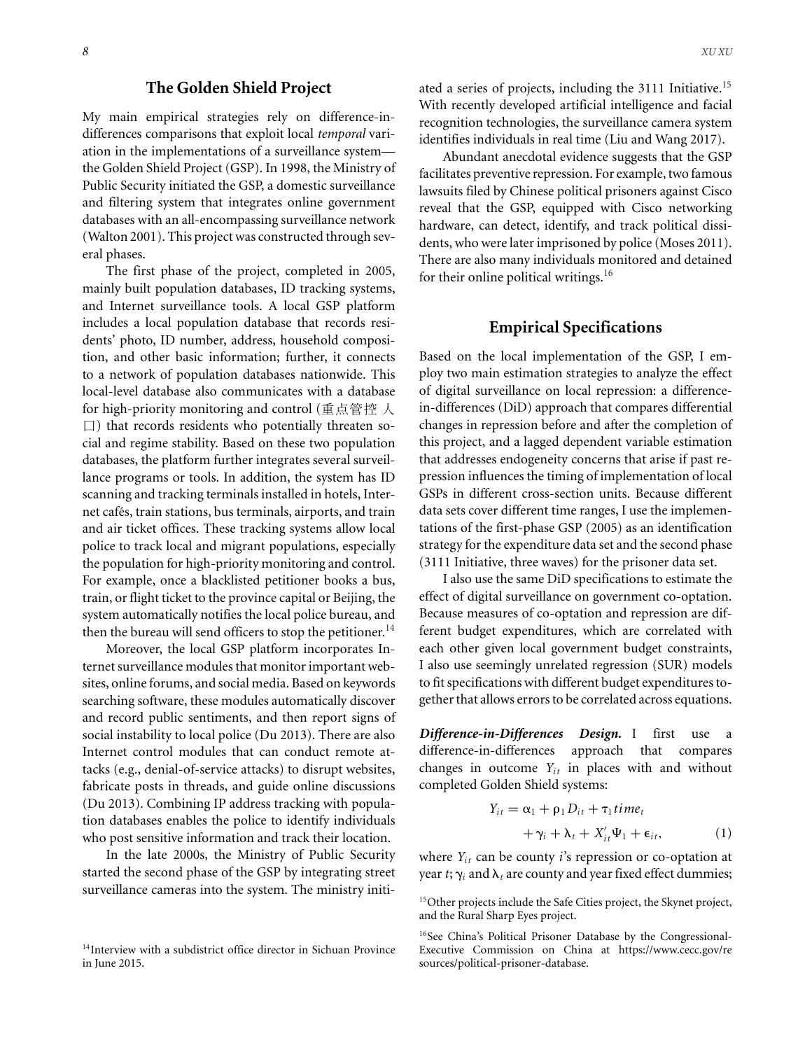## The Golden Shield Project

My main empirical strategies rely on difference-in-differences comparisons that exploit local *temporal* variation in the implementations of a surveillance system—the Golden Shield Project (GSP). In 1998, the Ministry of Public Security initiated the GSP, a domestic surveillance and filtering system that integrates online government databases with an all-encompassing surveillance network (Walton 2001). This project was constructed through several phases.

The first phase of the project, completed in 2005, mainly built population databases, ID tracking systems, and Internet surveillance tools. A local GSP platform includes a local population database that records residents' photo, ID number, address, household composition, and other basic information; further, it connects to a network of population databases nationwide. This local-level database also communicates with a database for high-priority monitoring and control (重点管控人口) that records residents who potentially threaten social and regime stability. Based on these two population databases, the platform further integrates several surveillance programs or tools. In addition, the system has ID scanning and tracking terminals installed in hotels, Internet cafés, train stations, bus terminals, airports, and train and air ticket offices. These tracking systems allow local police to track local and migrant populations, especially the population for high-priority monitoring and control. For example, once a blacklisted petitioner books a bus, train, or flight ticket to the province capital or Beijing, the system automatically notifies the local police bureau, and then the bureau will send officers to stop the petitioner.[14]

Moreover, the local GSP platform incorporates Internet surveillance modules that monitor important websites, online forums, and social media. Based on keywords searching software, these modules automatically discover and record public sentiments, and then report signs of social instability to local police (Du 2013). There are also Internet control modules that can conduct remote attacks (e.g., denial-of-service attacks) to disrupt websites, fabricate posts in threads, and guide online discussions (Du 2013). Combining IP address tracking with population databases enables the police to identify individuals who post sensitive information and track their location.

In the late 2000s, the Ministry of Public Security started the second phase of the GSP by integrating street surveillance cameras into the system. The ministry initiated a series of projects, including the 3111 Initiative.[15] With recently developed artificial intelligence and facial recognition technologies, the surveillance camera system identifies individuals in real time (Liu and Wang 2017).

Abundant anecdotal evidence suggests that the GSP facilitates preventive repression. For example, two famous lawsuits filed by Chinese political prisoners against Cisco reveal that the GSP, equipped with Cisco networking hardware, can detect, identify, and track political dissidents, who were later imprisoned by police (Moses 2011). There are also many individuals monitored and detained for their online political writings.[16]

## Empirical Specifications

Based on the local implementation of the GSP, I employ two main estimation strategies to analyze the effect of digital surveillance on local repression: a difference-in-differences (DiD) approach that compares differential changes in repression before and after the completion of this project, and a lagged dependent variable estimation that addresses endogeneity concerns that arise if past repression influences the timing of implementation of local GSPs in different cross-section units. Because different data sets cover different time ranges, I use the implementations of the first-phase GSP (2005) as an identification strategy for the expenditure data set and the second phase (3111 Initiative, three waves) for the prisoner data set.

I also use the same DiD specifications to estimate the effect of digital surveillance on government co-optation. Because measures of co-optation and repression are different budget expenditures, which are correlated with each other given local government budget constraints, I also use seemingly unrelated regression (SUR) models to fit specifications with different budget expenditures together that allows errors to be correlated across equations.

***Difference-in-Differences Design.*** I first use a difference-in-differences approach that compares changes in outcome $Y_{it}$ in places with and without completed Golden Shield systems:

$$Y_{it} = \alpha_1 + \rho_1 D_{it} + \tau_1 time_t + \gamma_i + \lambda_t + X_{it}'\Psi_1 + \epsilon_{it}, \tag{1}$$

where $Y_{it}$ can be county $i$'s repression or co-optation at year $t$; $\gamma_i$ and $\lambda_t$ are county and year fixed effect dummies;

[14] Interview with a subdistrict office director in Sichuan Province in June 2015.

[15] Other projects include the Safe Cities project, the Skynet project, and the Rural Sharp Eyes project.

[16] See China's Political Prisoner Database by the Congressional-Executive Commission on China at https://www.cecc.gov/resources/political-prisoner-database.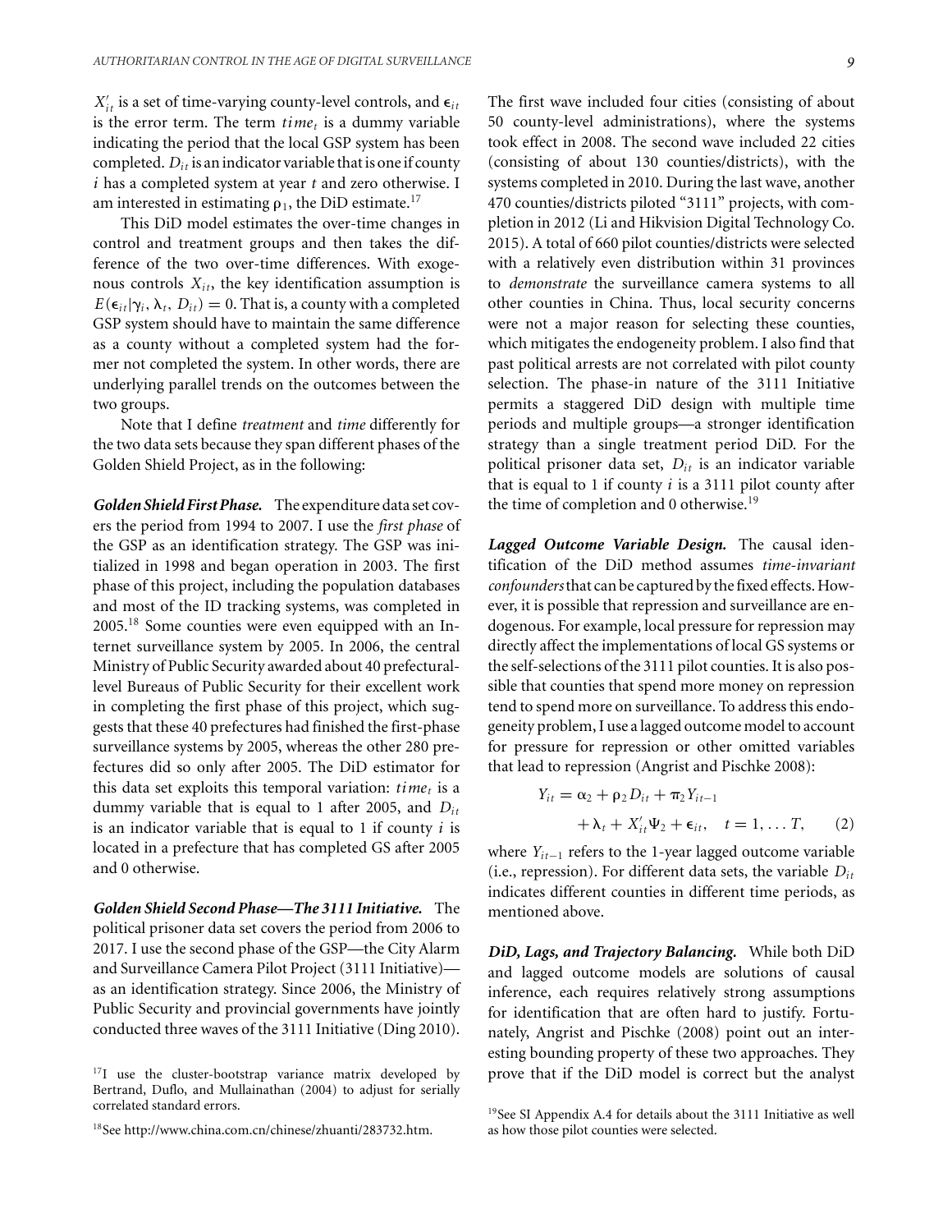$X'_{it}$ is a set of time-varying county-level controls, and $\epsilon_{it}$ is the error term. The term $time_t$ is a dummy variable indicating the period that the local GSP system has been completed. $D_{it}$ is an indicator variable that is one if county $i$ has a completed system at year $t$ and zero otherwise. I am interested in estimating $\rho_1$, the DiD estimate.[17]

This DiD model estimates the over-time changes in control and treatment groups and then takes the difference of the two over-time differences. With exogenous controls $X_{it}$, the key identification assumption is $E(\epsilon_{it}|\gamma_i, \lambda_t, D_{it}) = 0$. That is, a county with a completed GSP system should have to maintain the same difference as a county without a completed system had the former not completed the system. In other words, there are underlying parallel trends on the outcomes between the two groups.

Note that I define *treatment* and *time* differently for the two data sets because they span different phases of the Golden Shield Project, as in the following:

***Golden Shield First Phase.*** The expenditure data set covers the period from 1994 to 2007. I use the *first phase* of the GSP as an identification strategy. The GSP was initialized in 1998 and began operation in 2003. The first phase of this project, including the population databases and most of the ID tracking systems, was completed in 2005.[18] Some counties were even equipped with an Internet surveillance system by 2005. In 2006, the central Ministry of Public Security awarded about 40 prefectural-level Bureaus of Public Security for their excellent work in completing the first phase of this project, which suggests that these 40 prefectures had finished the first-phase surveillance systems by 2005, whereas the other 280 prefectures did so only after 2005. The DiD estimator for this data set exploits this temporal variation: $time_t$ is a dummy variable that is equal to 1 after 2005, and $D_{it}$ is an indicator variable that is equal to 1 if county $i$ is located in a prefecture that has completed GS after 2005 and 0 otherwise.

***Golden Shield Second Phase—The 3111 Initiative.*** The political prisoner data set covers the period from 2006 to 2017. I use the second phase of the GSP—the City Alarm and Surveillance Camera Pilot Project (3111 Initiative)—as an identification strategy. Since 2006, the Ministry of Public Security and provincial governments have jointly conducted three waves of the 3111 Initiative (Ding 2010). The first wave included four cities (consisting of about 50 county-level administrations), where the systems took effect in 2008. The second wave included 22 cities (consisting of about 130 counties/districts), with the systems completed in 2010. During the last wave, another 470 counties/districts piloted "3111" projects, with completion in 2012 (Li and Hikvision Digital Technology Co. 2015). A total of 660 pilot counties/districts were selected with a relatively even distribution within 31 provinces to *demonstrate* the surveillance camera systems to all other counties in China. Thus, local security concerns were not a major reason for selecting these counties, which mitigates the endogeneity problem. I also find that past political arrests are not correlated with pilot county selection. The phase-in nature of the 3111 Initiative permits a staggered DiD design with multiple time periods and multiple groups—a stronger identification strategy than a single treatment period DiD. For the political prisoner data set, $D_{it}$ is an indicator variable that is equal to 1 if county $i$ is a 3111 pilot county after the time of completion and 0 otherwise.[19]

***Lagged Outcome Variable Design.*** The causal identification of the DiD method assumes *time-invariant confounders* that can be captured by the fixed effects. However, it is possible that repression and surveillance are endogenous. For example, local pressure for repression may directly affect the implementations of local GS systems or the self-selections of the 3111 pilot counties. It is also possible that counties that spend more money on repression tend to spend more on surveillance. To address this endogeneity problem, I use a lagged outcome model to account for pressure for repression or other omitted variables that lead to repression (Angrist and Pischke 2008):

$$Y_{it} = \alpha_2 + \rho_2 D_{it} + \pi_2 Y_{it-1} + \lambda_t + X'_{it}\Psi_2 + \epsilon_{it}, \quad t = 1, \ldots T, \qquad (2)$$

where $Y_{it-1}$ refers to the 1-year lagged outcome variable (i.e., repression). For different data sets, the variable $D_{it}$ indicates different counties in different time periods, as mentioned above.

***DiD, Lags, and Trajectory Balancing.*** While both DiD and lagged outcome models are solutions of causal inference, each requires relatively strong assumptions for identification that are often hard to justify. Fortunately, Angrist and Pischke (2008) point out an interesting bounding property of these two approaches. They prove that if the DiD model is correct but the analyst

[17] I use the cluster-bootstrap variance matrix developed by Bertrand, Duflo, and Mullainathan (2004) to adjust for serially correlated standard errors.

[18] See http://www.china.com.cn/chinese/zhuanti/283732.htm.

[19] See SI Appendix A.4 for details about the 3111 Initiative as well as how those pilot counties were selected.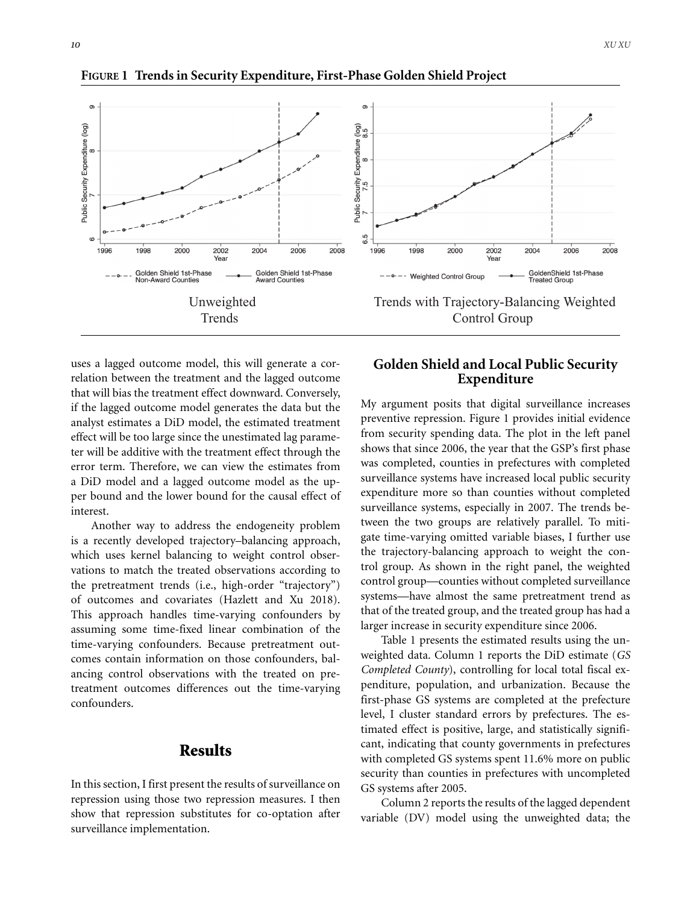**FIGURE 1 Trends in Security Expenditure, First-Phase Golden Shield Project**

Unweighted Trends

Trends with Trajectory-Balancing Weighted Control Group

uses a lagged outcome model, this will generate a correlation between the treatment and the lagged outcome that will bias the treatment effect downward. Conversely, if the lagged outcome model generates the data but the analyst estimates a DiD model, the estimated treatment effect will be too large since the unestimated lag parameter will be additive with the treatment effect through the error term. Therefore, we can view the estimates from a DiD model and a lagged outcome model as the upper bound and the lower bound for the causal effect of interest.

Another way to address the endogeneity problem is a recently developed trajectory–balancing approach, which uses kernel balancing to weight control observations to match the treated observations according to the pretreatment trends (i.e., high-order "trajectory") of outcomes and covariates (Hazlett and Xu 2018). This approach handles time-varying confounders by assuming some time-fixed linear combination of the time-varying confounders. Because pretreatment outcomes contain information on those confounders, balancing control observations with the treated on pretreatment outcomes differences out the time-varying confounders.

## Results

In this section, I first present the results of surveillance on repression using those two repression measures. I then show that repression substitutes for co-optation after surveillance implementation.

### Golden Shield and Local Public Security Expenditure

My argument posits that digital surveillance increases preventive repression. Figure 1 provides initial evidence from security spending data. The plot in the left panel shows that since 2006, the year that the GSP's first phase was completed, counties in prefectures with completed surveillance systems have increased local public security expenditure more so than counties without completed surveillance systems, especially in 2007. The trends between the two groups are relatively parallel. To mitigate time-varying omitted variable biases, I further use the trajectory-balancing approach to weight the control group. As shown in the right panel, the weighted control group—counties without completed surveillance systems—have almost the same pretreatment trend as that of the treated group, and the treated group has had a larger increase in security expenditure since 2006.

Table 1 presents the estimated results using the unweighted data. Column 1 reports the DiD estimate (*GS Completed County*), controlling for local total fiscal expenditure, population, and urbanization. Because the first-phase GS systems are completed at the prefecture level, I cluster standard errors by prefectures. The estimated effect is positive, large, and statistically significant, indicating that county governments in prefectures with completed GS systems spent 11.6% more on public security than counties in prefectures with uncompleted GS systems after 2005.

Column 2 reports the results of the lagged dependent variable (DV) model using the unweighted data; the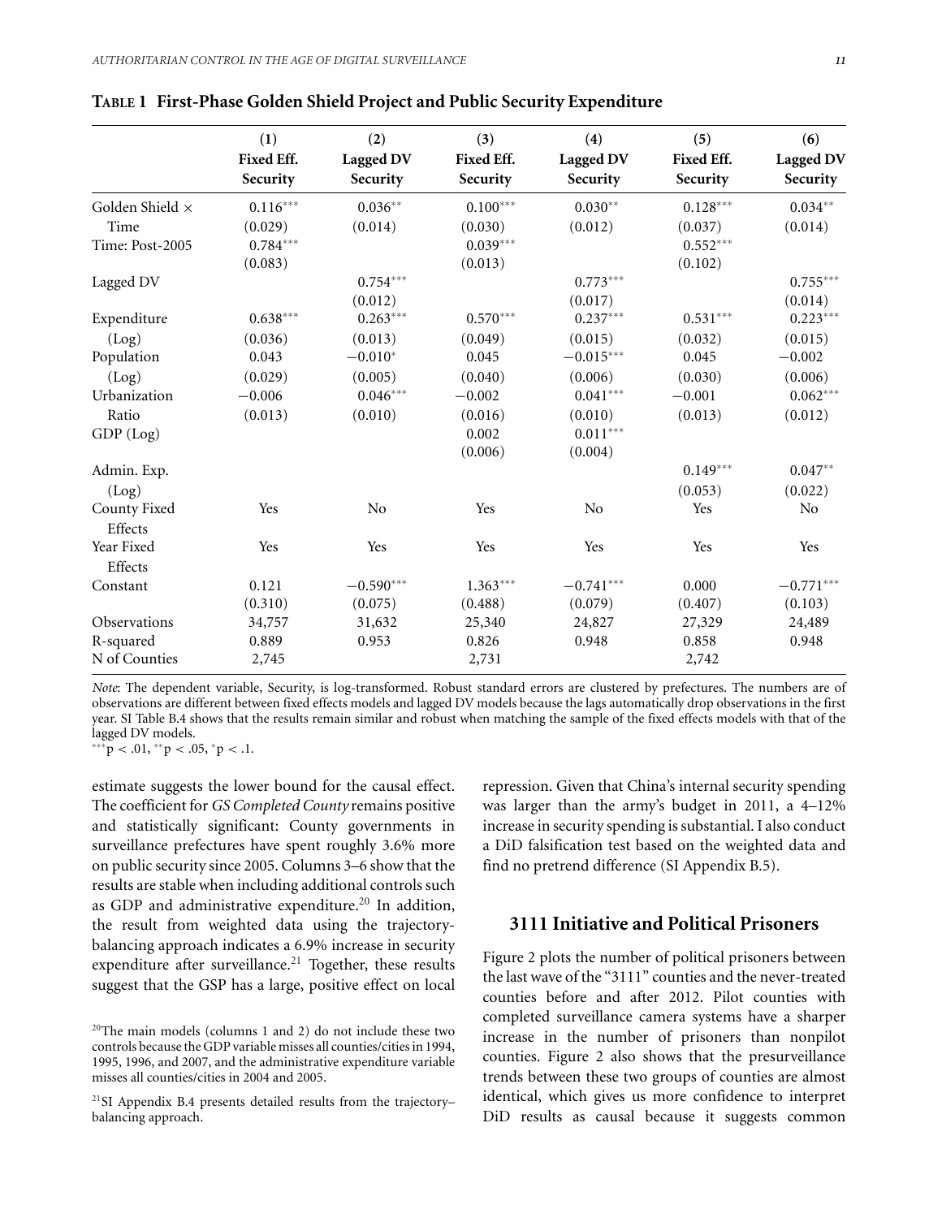**TABLE 1 First-Phase Golden Shield Project and Public Security Expenditure**

| | (1) Fixed Eff. Security | (2) Lagged DV Security | (3) Fixed Eff. Security | (4) Lagged DV Security | (5) Fixed Eff. Security | (6) Lagged DV Security |
|---|---|---|---|---|---|---|
| Golden Shield × Time | $0.116^{***}$ (0.029) | $0.036^{**}$ (0.014) | $0.100^{***}$ (0.030) | $0.030^{**}$ (0.012) | $0.128^{***}$ (0.037) | $0.034^{**}$ (0.014) |
| Time: Post-2005 | $0.784^{***}$ (0.083) | | $0.039^{***}$ (0.013) | | $0.552^{***}$ (0.102) | |
| Lagged DV | | $0.754^{***}$ (0.012) | | $0.773^{***}$ (0.017) | | $0.755^{***}$ (0.014) |
| Expenditure (Log) | $0.638^{***}$ (0.036) | $0.263^{***}$ (0.013) | $0.570^{***}$ (0.049) | $0.237^{***}$ (0.015) | $0.531^{***}$ (0.032) | $0.223^{***}$ (0.015) |
| Population (Log) | 0.043 (0.029) | $-0.010^{*}$ (0.005) | 0.045 (0.040) | $-0.015^{***}$ (0.006) | 0.045 (0.030) | −0.002 (0.006) |
| Urbanization Ratio | −0.006 (0.013) | $0.046^{***}$ (0.010) | −0.002 (0.016) | $0.041^{***}$ (0.010) | −0.001 (0.013) | $0.062^{***}$ (0.012) |
| GDP (Log) | | | 0.002 (0.006) | $0.011^{***}$ (0.004) | | |
| Admin. Exp. (Log) | | | | | $0.149^{***}$ (0.053) | $0.047^{**}$ (0.022) |
| County Fixed Effects | Yes | No | Yes | No | Yes | No |
| Year Fixed Effects | Yes | Yes | Yes | Yes | Yes | Yes |
| Constant | 0.121 (0.310) | $-0.590^{***}$ (0.075) | $1.363^{***}$ (0.488) | $-0.741^{***}$ (0.079) | 0.000 (0.407) | $-0.771^{***}$ (0.103) |
| Observations | 34,757 | 31,632 | 25,340 | 24,827 | 27,329 | 24,489 |
| R-squared | 0.889 | 0.953 | 0.826 | 0.948 | 0.858 | 0.948 |
| N of Counties | 2,745 | | 2,731 | | 2,742 | |

*Note*: The dependent variable, Security, is log-transformed. Robust standard errors are clustered by prefectures. The numbers are of observations are different between fixed effects models and lagged DV models because the lags automatically drop observations in the first year. SI Table B.4 shows that the results remain similar and robust when matching the sample of the fixed effects models with that of the lagged DV models.
$^{***}p < .01$, $^{**}p < .05$, $^{*}p < .1$.

estimate suggests the lower bound for the causal effect. The coefficient for *GS Completed County* remains positive and statistically significant: County governments in surveillance prefectures have spent roughly 3.6% more on public security since 2005. Columns 3–6 show that the results are stable when including additional controls such as GDP and administrative expenditure.[20] In addition, the result from weighted data using the trajectory-balancing approach indicates a 6.9% increase in security expenditure after surveillance.[21] Together, these results suggest that the GSP has a large, positive effect on local repression. Given that China's internal security spending was larger than the army's budget in 2011, a 4–12% increase in security spending is substantial. I also conduct a DiD falsification test based on the weighted data and find no pretrend difference (SI Appendix B.5).

## 3111 Initiative and Political Prisoners

Figure 2 plots the number of political prisoners between the last wave of the "3111" counties and the never-treated counties before and after 2012. Pilot counties with completed surveillance camera systems have a sharper increase in the number of prisoners than nonpilot counties. Figure 2 also shows that the presurveillance trends between these two groups of counties are almost identical, which gives us more confidence to interpret DiD results as causal because it suggests common

[20]The main models (columns 1 and 2) do not include these two controls because the GDP variable misses all counties/cities in 1994, 1995, 1996, and 2007, and the administrative expenditure variable misses all counties/cities in 2004 and 2005.

[21]SI Appendix B.4 presents detailed results from the trajectory–balancing approach.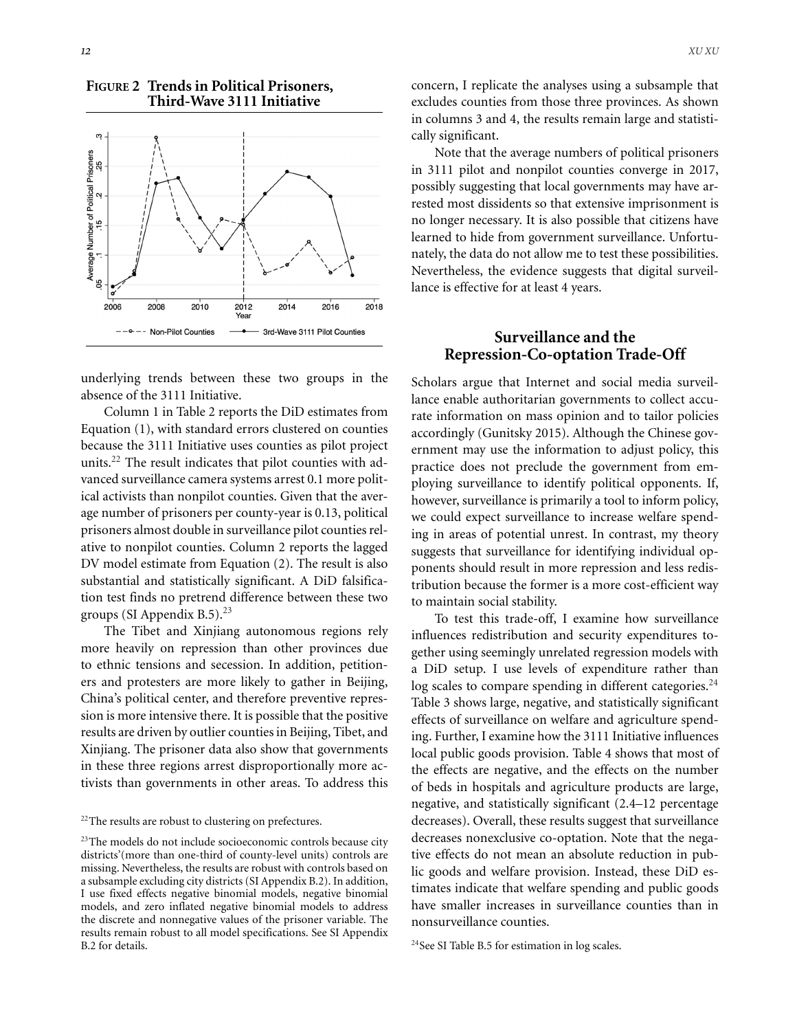**FIGURE 2 Trends in Political Prisoners, Third-Wave 3111 Initiative**

underlying trends between these two groups in the absence of the 3111 Initiative.

Column 1 in Table 2 reports the DiD estimates from Equation (1), with standard errors clustered on counties because the 3111 Initiative uses counties as pilot project units.[22] The result indicates that pilot counties with advanced surveillance camera systems arrest 0.1 more political activists than nonpilot counties. Given that the average number of prisoners per county-year is 0.13, political prisoners almost double in surveillance pilot counties relative to nonpilot counties. Column 2 reports the lagged DV model estimate from Equation (2). The result is also substantial and statistically significant. A DiD falsification test finds no pretrend difference between these two groups (SI Appendix B.5).[23]

The Tibet and Xinjiang autonomous regions rely more heavily on repression than other provinces due to ethnic tensions and secession. In addition, petitioners and protesters are more likely to gather in Beijing, China's political center, and therefore preventive repression is more intensive there. It is possible that the positive results are driven by outlier counties in Beijing, Tibet, and Xinjiang. The prisoner data also show that governments in these three regions arrest disproportionally more activists than governments in other areas. To address this concern, I replicate the analyses using a subsample that excludes counties from those three provinces. As shown in columns 3 and 4, the results remain large and statistically significant.

Note that the average numbers of political prisoners in 3111 pilot and nonpilot counties converge in 2017, possibly suggesting that local governments may have arrested most dissidents so that extensive imprisonment is no longer necessary. It is also possible that citizens have learned to hide from government surveillance. Unfortunately, the data do not allow me to test these possibilities. Nevertheless, the evidence suggests that digital surveillance is effective for at least 4 years.

## Surveillance and the Repression-Co-optation Trade-Off

Scholars argue that Internet and social media surveillance enable authoritarian governments to collect accurate information on mass opinion and to tailor policies accordingly (Gunitsky 2015). Although the Chinese government may use the information to adjust policy, this practice does not preclude the government from employing surveillance to identify political opponents. If, however, surveillance is primarily a tool to inform policy, we could expect surveillance to increase welfare spending in areas of potential unrest. In contrast, my theory suggests that surveillance for identifying individual opponents should result in more repression and less redistribution because the former is a more cost-efficient way to maintain social stability.

To test this trade-off, I examine how surveillance influences redistribution and security expenditures together using seemingly unrelated regression models with a DiD setup. I use levels of expenditure rather than log scales to compare spending in different categories.[24] Table 3 shows large, negative, and statistically significant effects of surveillance on welfare and agriculture spending. Further, I examine how the 3111 Initiative influences local public goods provision. Table 4 shows that most of the effects are negative, and the effects on the number of beds in hospitals and agriculture products are large, negative, and statistically significant (2.4–12 percentage decreases). Overall, these results suggest that surveillance decreases nonexclusive co-optation. Note that the negative effects do not mean an absolute reduction in public goods and welfare provision. Instead, these DiD estimates indicate that welfare spending and public goods have smaller increases in surveillance counties than in nonsurveillance counties.

[22]The results are robust to clustering on prefectures.

[23]The models do not include socioeconomic controls because city districts'(more than one-third of county-level units) controls are missing. Nevertheless, the results are robust with controls based on a subsample excluding city districts (SI Appendix B.2). In addition, I use fixed effects negative binomial models, negative binomial models, and zero inflated negative binomial models to address the discrete and nonnegative values of the prisoner variable. The results remain robust to all model specifications. See SI Appendix B.2 for details.

[24]See SI Table B.5 for estimation in log scales.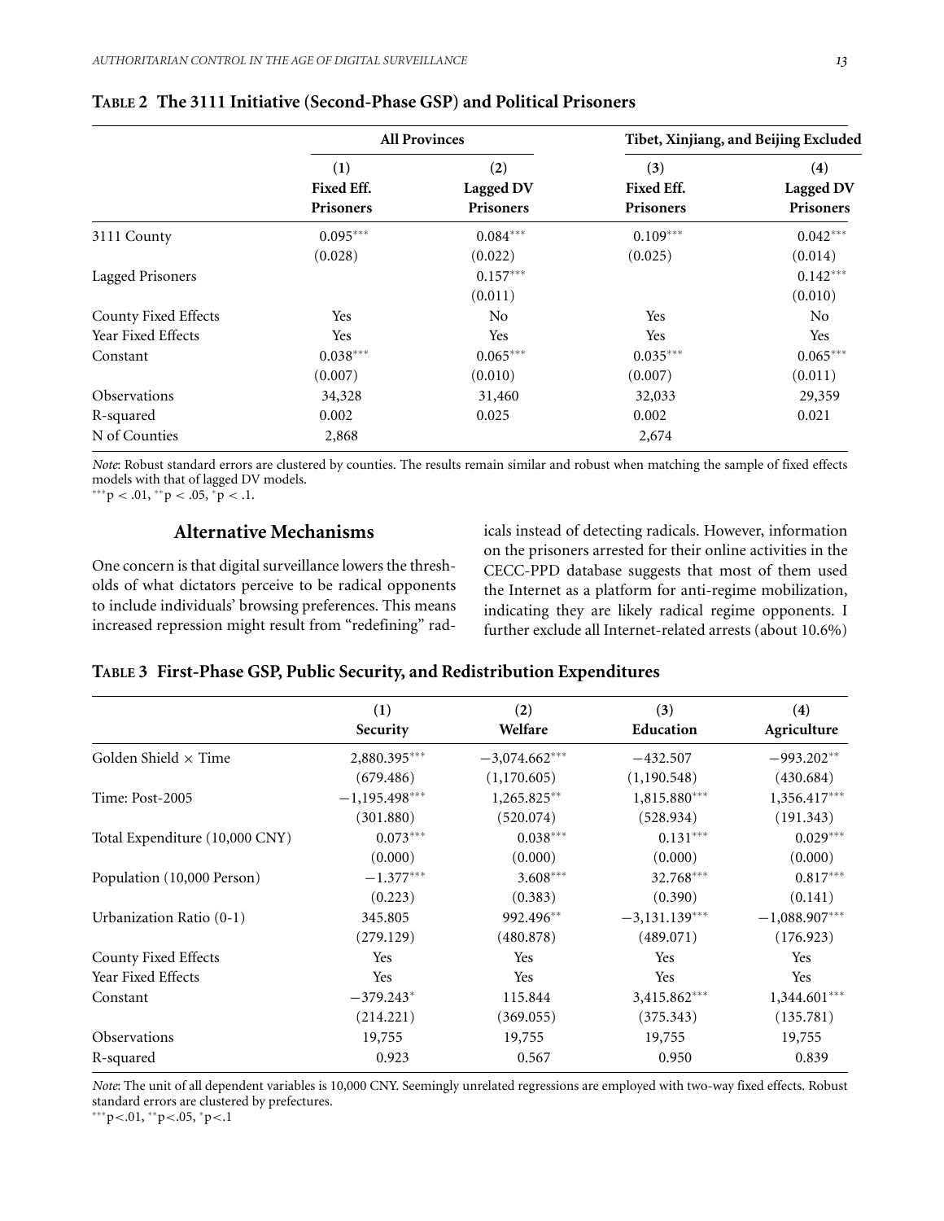**Table 2 The 3111 Initiative (Second-Phase GSP) and Political Prisoners**

| | All Provinces | | Tibet, Xinjiang, and Beijing Excluded | |
|---|---|---|---|---|
| | (1) Fixed Eff. Prisoners | (2) Lagged DV Prisoners | (3) Fixed Eff. Prisoners | (4) Lagged DV Prisoners |
| 3111 County | 0.095*** | 0.084*** | 0.109*** | 0.042*** |
| | (0.028) | (0.022) | (0.025) | (0.014) |
| Lagged Prisoners | | 0.157*** | | 0.142*** |
| | | (0.011) | | (0.010) |
| County Fixed Effects | Yes | No | Yes | No |
| Year Fixed Effects | Yes | Yes | Yes | Yes |
| Constant | 0.038*** | 0.065*** | 0.035*** | 0.065*** |
| | (0.007) | (0.010) | (0.007) | (0.011) |
| Observations | 34,328 | 31,460 | 32,033 | 29,359 |
| R-squared | 0.002 | 0.025 | 0.002 | 0.021 |
| N of Counties | 2,868 | | 2,674 | |

*Note*: Robust standard errors are clustered by counties. The results remain similar and robust when matching the sample of fixed effects models with that of lagged DV models.
***p < .01, **p < .05, *p < .1.

## Alternative Mechanisms

One concern is that digital surveillance lowers the thresholds of what dictators perceive to be radical opponents to include individuals' browsing preferences. This means increased repression might result from "redefining" radicals instead of detecting radicals. However, information on the prisoners arrested for their online activities in the CECC-PPD database suggests that most of them used the Internet as a platform for anti-regime mobilization, indicating they are likely radical regime opponents. I further exclude all Internet-related arrests (about 10.6%)

**Table 3 First-Phase GSP, Public Security, and Redistribution Expenditures**

| | (1) Security | (2) Welfare | (3) Education | (4) Agriculture |
|---|---|---|---|---|
| Golden Shield × Time | 2,880.395*** | −3,074.662*** | −432.507 | −993.202** |
| | (679.486) | (1,170.605) | (1,190.548) | (430.684) |
| Time: Post-2005 | −1,195.498*** | 1,265.825** | 1,815.880*** | 1,356.417*** |
| | (301.880) | (520.074) | (528.934) | (191.343) |
| Total Expenditure (10,000 CNY) | 0.073*** | 0.038*** | 0.131*** | 0.029*** |
| | (0.000) | (0.000) | (0.000) | (0.000) |
| Population (10,000 Person) | −1.377*** | 3.608*** | 32.768*** | 0.817*** |
| | (0.223) | (0.383) | (0.390) | (0.141) |
| Urbanization Ratio (0-1) | 345.805 | 992.496** | −3,131.139*** | −1,088.907*** |
| | (279.129) | (480.878) | (489.071) | (176.923) |
| County Fixed Effects | Yes | Yes | Yes | Yes |
| Year Fixed Effects | Yes | Yes | Yes | Yes |
| Constant | −379.243* | 115.844 | 3,415.862*** | 1,344.601*** |
| | (214.221) | (369.055) | (375.343) | (135.781) |
| Observations | 19,755 | 19,755 | 19,755 | 19,755 |
| R-squared | 0.923 | 0.567 | 0.950 | 0.839 |

*Note*: The unit of all dependent variables is 10,000 CNY. Seemingly unrelated regressions are employed with two-way fixed effects. Robust standard errors are clustered by prefectures.
***p<.01, **p<.05, *p<.1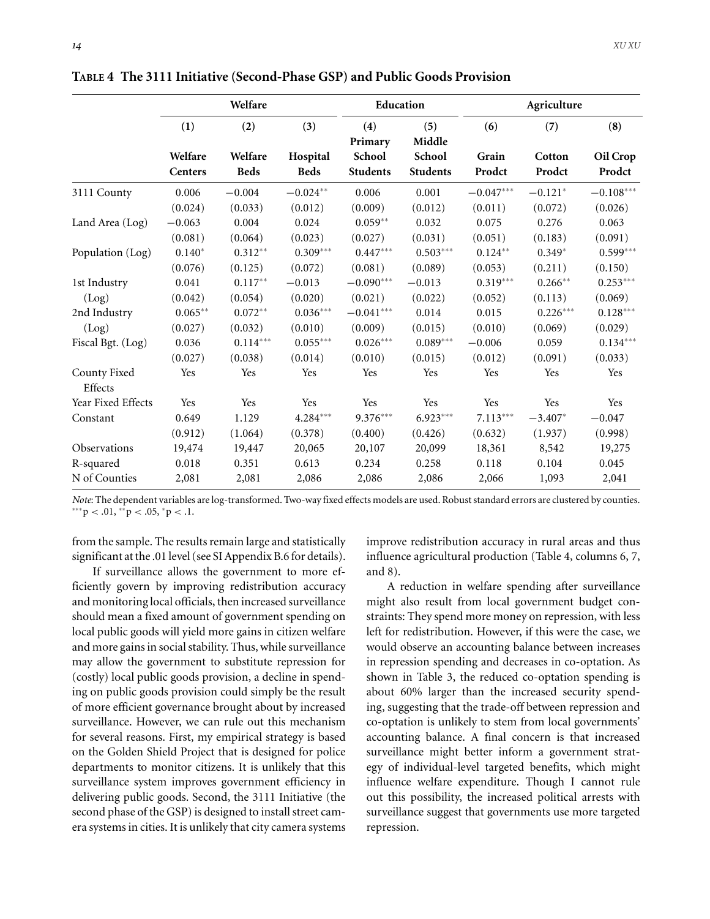**TABLE 4 The 3111 Initiative (Second-Phase GSP) and Public Goods Provision**

| | Welfare | | | Education | | Agriculture | | |
|---|---|---|---|---|---|---|---|---|
| | (1) | (2) | (3) | (4) | (5) | (6) | (7) | (8) |
| | Welfare Centers | Welfare Beds | Hospital Beds | Primary School Students | Middle School Students | Grain Prodct | Cotton Prodct | Oil Crop Prodct |
| 3111 County | 0.006 | −0.004 | −0.024** | 0.006 | 0.001 | −0.047*** | −0.121* | −0.108*** |
| | (0.024) | (0.033) | (0.012) | (0.009) | (0.012) | (0.011) | (0.072) | (0.026) |
| Land Area (Log) | −0.063 | 0.004 | 0.024 | 0.059** | 0.032 | 0.075 | 0.276 | 0.063 |
| | (0.081) | (0.064) | (0.023) | (0.027) | (0.031) | (0.051) | (0.183) | (0.091) |
| Population (Log) | 0.140* | 0.312** | 0.309*** | 0.447*** | 0.503*** | 0.124** | 0.349* | 0.599*** |
| | (0.076) | (0.125) | (0.072) | (0.081) | (0.089) | (0.053) | (0.211) | (0.150) |
| 1st Industry (Log) | 0.041 | 0.117** | −0.013 | −0.090*** | −0.013 | 0.319*** | 0.266** | 0.253*** |
| | (0.042) | (0.054) | (0.020) | (0.021) | (0.022) | (0.052) | (0.113) | (0.069) |
| 2nd Industry (Log) | 0.065** | 0.072** | 0.036*** | −0.041*** | 0.014 | 0.015 | 0.226*** | 0.128*** |
| | (0.027) | (0.032) | (0.010) | (0.009) | (0.015) | (0.010) | (0.069) | (0.029) |
| Fiscal Bgt. (Log) | 0.036 | 0.114*** | 0.055*** | 0.026*** | 0.089*** | −0.006 | 0.059 | 0.134*** |
| | (0.027) | (0.038) | (0.014) | (0.010) | (0.015) | (0.012) | (0.091) | (0.033) |
| County Fixed Effects | Yes | Yes | Yes | Yes | Yes | Yes | Yes | Yes |
| Year Fixed Effects | Yes | Yes | Yes | Yes | Yes | Yes | Yes | Yes |
| Constant | 0.649 | 1.129 | 4.284*** | 9.376*** | 6.923*** | 7.113*** | −3.407* | −0.047 |
| | (0.912) | (1.064) | (0.378) | (0.400) | (0.426) | (0.632) | (1.937) | (0.998) |
| Observations | 19,474 | 19,447 | 20,065 | 20,107 | 20,099 | 18,361 | 8,542 | 19,275 |
| R-squared | 0.018 | 0.351 | 0.613 | 0.234 | 0.258 | 0.118 | 0.104 | 0.045 |
| N of Counties | 2,081 | 2,081 | 2,086 | 2,086 | 2,086 | 2,066 | 1,093 | 2,041 |

*Note*: The dependent variables are log-transformed. Two-way fixed effects models are used. Robust standard errors are clustered by counties. ***$p < .01$, **$p < .05$, *$p < .1$.

from the sample. The results remain large and statistically significant at the .01 level (see SI Appendix B.6 for details).

If surveillance allows the government to more efficiently govern by improving redistribution accuracy and monitoring local officials, then increased surveillance should mean a fixed amount of government spending on local public goods will yield more gains in citizen welfare and more gains in social stability. Thus, while surveillance may allow the government to substitute repression for (costly) local public goods provision, a decline in spending on public goods provision could simply be the result of more efficient governance brought about by increased surveillance. However, we can rule out this mechanism for several reasons. First, my empirical strategy is based on the Golden Shield Project that is designed for police departments to monitor citizens. It is unlikely that this surveillance system improves government efficiency in delivering public goods. Second, the 3111 Initiative (the second phase of the GSP) is designed to install street camera systems in cities. It is unlikely that city camera systems improve redistribution accuracy in rural areas and thus influence agricultural production (Table 4, columns 6, 7, and 8).

A reduction in welfare spending after surveillance might also result from local government budget constraints: They spend more money on repression, with less left for redistribution. However, if this were the case, we would observe an accounting balance between increases in repression spending and decreases in co-optation. As shown in Table 3, the reduced co-optation spending is about 60% larger than the increased security spending, suggesting that the trade-off between repression and co-optation is unlikely to stem from local governments' accounting balance. A final concern is that increased surveillance might better inform a government strategy of individual-level targeted benefits, which might influence welfare expenditure. Though I cannot rule out this possibility, the increased political arrests with surveillance suggest that governments use more targeted repression.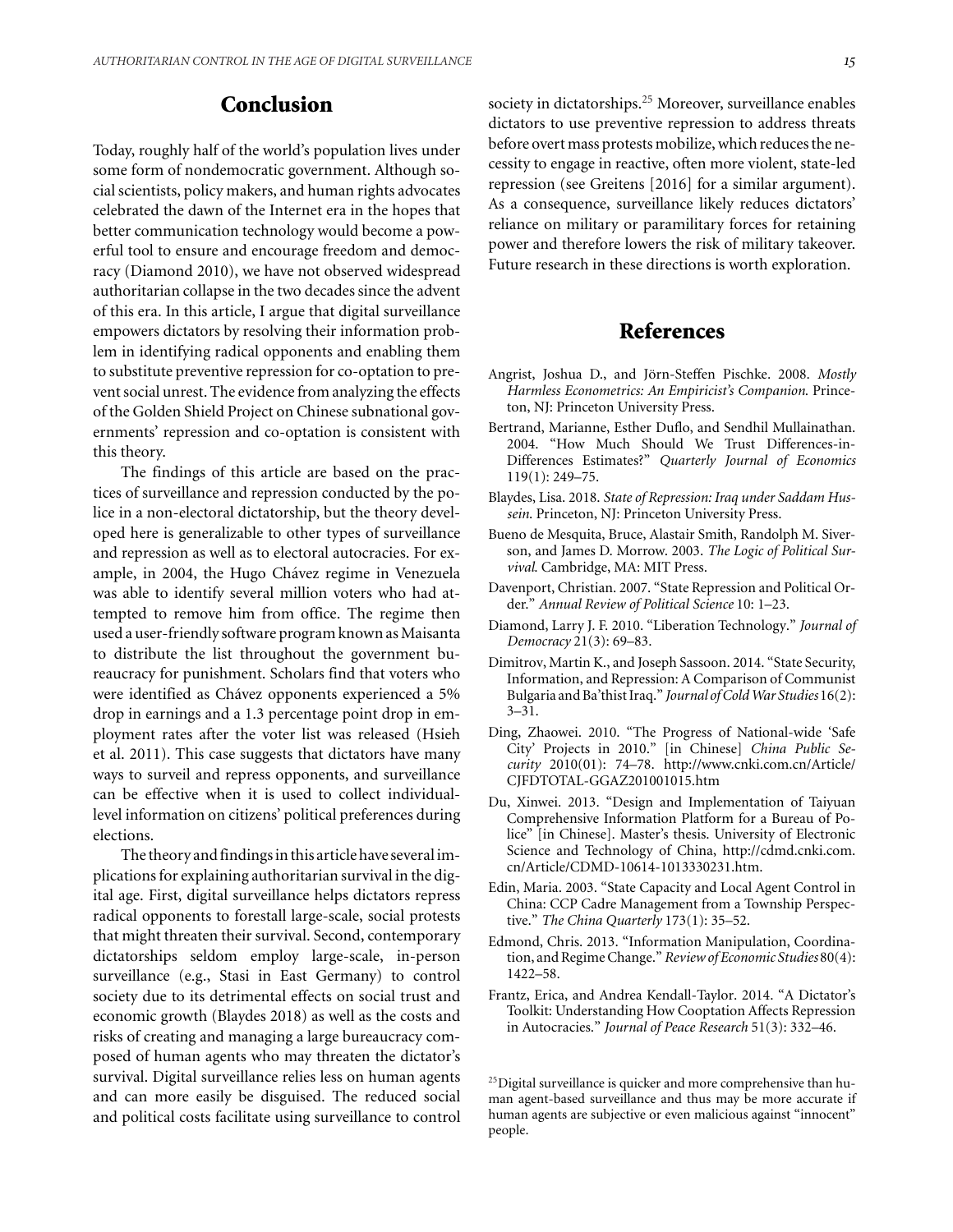## Conclusion

Today, roughly half of the world's population lives under some form of nondemocratic government. Although social scientists, policy makers, and human rights advocates celebrated the dawn of the Internet era in the hopes that better communication technology would become a powerful tool to ensure and encourage freedom and democracy (Diamond 2010), we have not observed widespread authoritarian collapse in the two decades since the advent of this era. In this article, I argue that digital surveillance empowers dictators by resolving their information problem in identifying radical opponents and enabling them to substitute preventive repression for co-optation to prevent social unrest. The evidence from analyzing the effects of the Golden Shield Project on Chinese subnational governments' repression and co-optation is consistent with this theory.

The findings of this article are based on the practices of surveillance and repression conducted by the police in a non-electoral dictatorship, but the theory developed here is generalizable to other types of surveillance and repression as well as to electoral autocracies. For example, in 2004, the Hugo Chávez regime in Venezuela was able to identify several million voters who had attempted to remove him from office. The regime then used a user-friendly software program known as Maisanta to distribute the list throughout the government bureaucracy for punishment. Scholars find that voters who were identified as Chávez opponents experienced a 5% drop in earnings and a 1.3 percentage point drop in employment rates after the voter list was released (Hsieh et al. 2011). This case suggests that dictators have many ways to surveil and repress opponents, and surveillance can be effective when it is used to collect individual-level information on citizens' political preferences during elections.

The theory and findings in this article have several implications for explaining authoritarian survival in the digital age. First, digital surveillance helps dictators repress radical opponents to forestall large-scale, social protests that might threaten their survival. Second, contemporary dictatorships seldom employ large-scale, in-person surveillance (e.g., Stasi in East Germany) to control society due to its detrimental effects on social trust and economic growth (Blaydes 2018) as well as the costs and risks of creating and managing a large bureaucracy composed of human agents who may threaten the dictator's survival. Digital surveillance relies less on human agents and can more easily be disguised. The reduced social and political costs facilitate using surveillance to control society in dictatorships.[25] Moreover, surveillance enables dictators to use preventive repression to address threats before overt mass protests mobilize, which reduces the necessity to engage in reactive, often more violent, state-led repression (see Greitens [2016] for a similar argument). As a consequence, surveillance likely reduces dictators' reliance on military or paramilitary forces for retaining power and therefore lowers the risk of military takeover. Future research in these directions is worth exploration.

## References

Angrist, Joshua D., and Jörn-Steffen Pischke. 2008. *Mostly Harmless Econometrics: An Empiricist's Companion.* Princeton, NJ: Princeton University Press.

Bertrand, Marianne, Esther Duflo, and Sendhil Mullainathan. 2004. "How Much Should We Trust Differences-in-Differences Estimates?" *Quarterly Journal of Economics* 119(1): 249–75.

Blaydes, Lisa. 2018. *State of Repression: Iraq under Saddam Hussein.* Princeton, NJ: Princeton University Press.

Bueno de Mesquita, Bruce, Alastair Smith, Randolph M. Siverson, and James D. Morrow. 2003. *The Logic of Political Survival.* Cambridge, MA: MIT Press.

Davenport, Christian. 2007. "State Repression and Political Order." *Annual Review of Political Science* 10: 1–23.

Diamond, Larry J. F. 2010. "Liberation Technology." *Journal of Democracy* 21(3): 69–83.

Dimitrov, Martin K., and Joseph Sassoon. 2014. "State Security, Information, and Repression: A Comparison of Communist Bulgaria and Ba'thist Iraq." *Journal of Cold War Studies* 16(2): 3–31.

Ding, Zhaowei. 2010. "The Progress of National-wide 'Safe City' Projects in 2010." [in Chinese] *China Public Security* 2010(01): 74–78. http://www.cnki.com.cn/Article/CJFDTOTAL-GGAZ201001015.htm

Du, Xinwei. 2013. "Design and Implementation of Taiyuan Comprehensive Information Platform for a Bureau of Police" [in Chinese]. Master's thesis. University of Electronic Science and Technology of China, http://cdmd.cnki.com.cn/Article/CDMD-10614-1013330231.htm.

Edin, Maria. 2003. "State Capacity and Local Agent Control in China: CCP Cadre Management from a Township Perspective." *The China Quarterly* 173(1): 35–52.

Edmond, Chris. 2013. "Information Manipulation, Coordination, and Regime Change." *Review of Economic Studies* 80(4): 1422–58.

Frantz, Erica, and Andrea Kendall-Taylor. 2014. "A Dictator's Toolkit: Understanding How Cooptation Affects Repression in Autocracies." *Journal of Peace Research* 51(3): 332–46.

[25] Digital surveillance is quicker and more comprehensive than human agent-based surveillance and thus may be more accurate if human agents are subjective or even malicious against "innocent" people.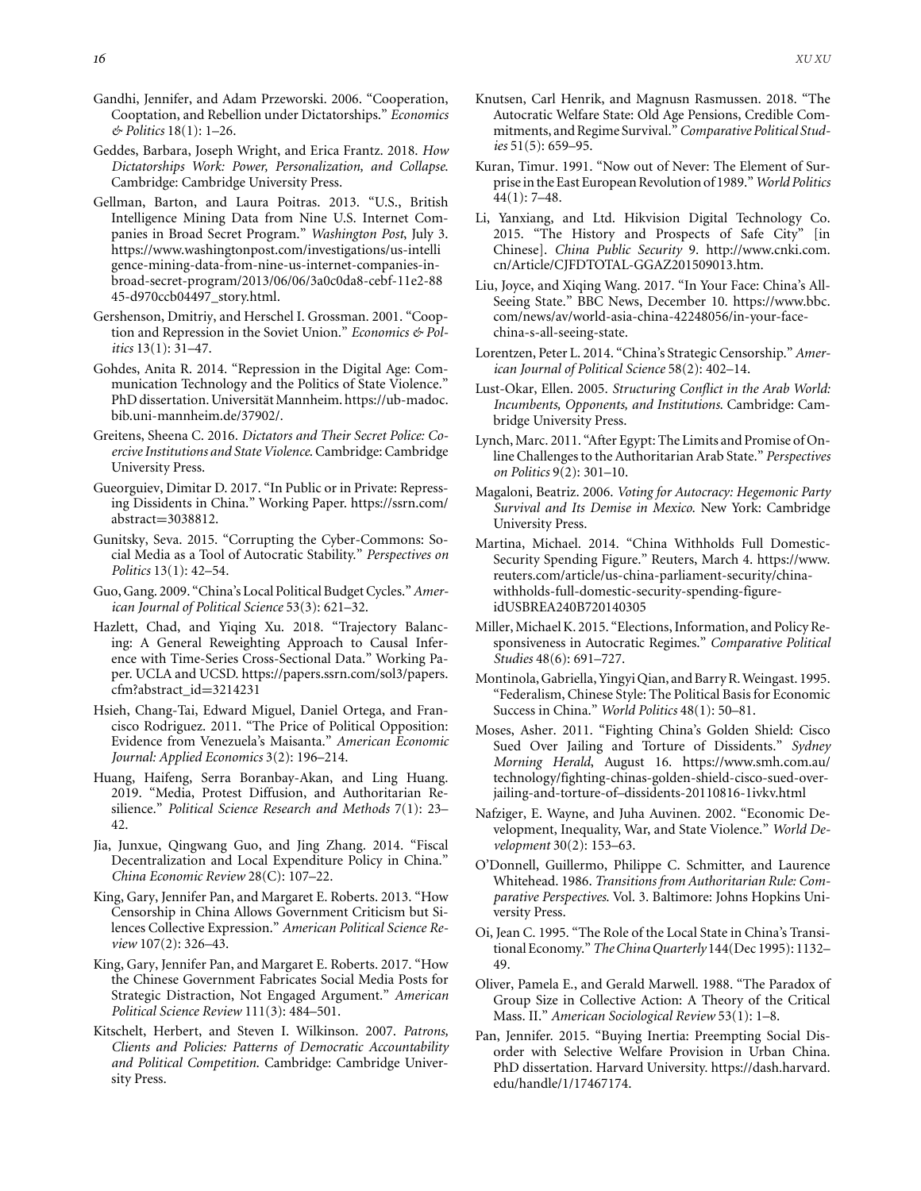Gandhi, Jennifer, and Adam Przeworski. 2006. "Cooperation, Cooptation, and Rebellion under Dictatorships." *Economics & Politics* 18(1): 1–26.

Geddes, Barbara, Joseph Wright, and Erica Frantz. 2018. *How Dictatorships Work: Power, Personalization, and Collapse*. Cambridge: Cambridge University Press.

Gellman, Barton, and Laura Poitras. 2013. "U.S., British Intelligence Mining Data from Nine U.S. Internet Companies in Broad Secret Program." *Washington Post*, July 3. https://www.washingtonpost.com/investigations/us-intelligence-mining-data-from-nine-us-internet-companies-in-broad-secret-program/2013/06/06/3a0c0da8-cebf-11e2-8845-d970ccb04497_story.html.

Gershenson, Dmitriy, and Herschel I. Grossman. 2001. "Cooption and Repression in the Soviet Union." *Economics & Politics* 13(1): 31–47.

Gohdes, Anita R. 2014. "Repression in the Digital Age: Communication Technology and the Politics of State Violence." PhD dissertation. Universität Mannheim. https://ub-madoc.bib.uni-mannheim.de/37902/.

Greitens, Sheena C. 2016. *Dictators and Their Secret Police: Coercive Institutions and State Violence*. Cambridge: Cambridge University Press.

Gueorguiev, Dimitar D. 2017. "In Public or in Private: Repressing Dissidents in China." Working Paper. https://ssrn.com/abstract=3038812.

Gunitsky, Seva. 2015. "Corrupting the Cyber-Commons: Social Media as a Tool of Autocratic Stability." *Perspectives on Politics* 13(1): 42–54.

Guo, Gang. 2009. "China's Local Political Budget Cycles." *American Journal of Political Science* 53(3): 621–32.

Hazlett, Chad, and Yiqing Xu. 2018. "Trajectory Balancing: A General Reweighting Approach to Causal Inference with Time-Series Cross-Sectional Data." Working Paper. UCLA and UCSD. https://papers.ssrn.com/sol3/papers.cfm?abstract_id=3214231

Hsieh, Chang-Tai, Edward Miguel, Daniel Ortega, and Francisco Rodriguez. 2011. "The Price of Political Opposition: Evidence from Venezuela's Maisanta." *American Economic Journal: Applied Economics* 3(2): 196–214.

Huang, Haifeng, Serra Boranbay-Akan, and Ling Huang. 2019. "Media, Protest Diffusion, and Authoritarian Resilience." *Political Science Research and Methods* 7(1): 23–42.

Jia, Junxue, Qingwang Guo, and Jing Zhang. 2014. "Fiscal Decentralization and Local Expenditure Policy in China." *China Economic Review* 28(C): 107–22.

King, Gary, Jennifer Pan, and Margaret E. Roberts. 2013. "How Censorship in China Allows Government Criticism but Silences Collective Expression." *American Political Science Review* 107(2): 326–43.

King, Gary, Jennifer Pan, and Margaret E. Roberts. 2017. "How the Chinese Government Fabricates Social Media Posts for Strategic Distraction, Not Engaged Argument." *American Political Science Review* 111(3): 484–501.

Kitschelt, Herbert, and Steven I. Wilkinson. 2007. *Patrons, Clients and Policies: Patterns of Democratic Accountability and Political Competition*. Cambridge: Cambridge University Press.

Knutsen, Carl Henrik, and Magnusn Rasmussen. 2018. "The Autocratic Welfare State: Old Age Pensions, Credible Commitments, and Regime Survival." *Comparative Political Studies* 51(5): 659–95.

Kuran, Timur. 1991. "Now out of Never: The Element of Surprise in the East European Revolution of 1989." *World Politics* 44(1): 7–48.

Li, Yanxiang, and Ltd. Hikvision Digital Technology Co. 2015. "The History and Prospects of Safe City" [in Chinese]. *China Public Security* 9. http://www.cnki.com.cn/Article/CJFDTOTAL-GGAZ201509013.htm.

Liu, Joyce, and Xiqing Wang. 2017. "In Your Face: China's All-Seeing State." BBC News, December 10. https://www.bbc.com/news/av/world-asia-china-42248056/in-your-face-china-s-all-seeing-state.

Lorentzen, Peter L. 2014. "China's Strategic Censorship." *American Journal of Political Science* 58(2): 402–14.

Lust-Okar, Ellen. 2005. *Structuring Conflict in the Arab World: Incumbents, Opponents, and Institutions*. Cambridge: Cambridge University Press.

Lynch, Marc. 2011. "After Egypt: The Limits and Promise of Online Challenges to the Authoritarian Arab State." *Perspectives on Politics* 9(2): 301–10.

Magaloni, Beatriz. 2006. *Voting for Autocracy: Hegemonic Party Survival and Its Demise in Mexico*. New York: Cambridge University Press.

Martina, Michael. 2014. "China Withholds Full Domestic-Security Spending Figure." Reuters, March 4. https://www.reuters.com/article/us-china-parliament-security/china-withholds-full-domestic-security-spending-figure-idUSBREA240B720140305

Miller, Michael K. 2015. "Elections, Information, and Policy Responsiveness in Autocratic Regimes." *Comparative Political Studies* 48(6): 691–727.

Montinola, Gabriella, Yingyi Qian, and Barry R. Weingast. 1995. "Federalism, Chinese Style: The Political Basis for Economic Success in China." *World Politics* 48(1): 50–81.

Moses, Asher. 2011. "Fighting China's Golden Shield: Cisco Sued Over Jailing and Torture of Dissidents." *Sydney Morning Herald*, August 16. https://www.smh.com.au/technology/fighting-chinas-golden-shield-cisco-sued-over-jailing-and-torture-of–dissidents-20110816-1ivkv.html

Nafziger, E. Wayne, and Juha Auvinen. 2002. "Economic Development, Inequality, War, and State Violence." *World Development* 30(2): 153–63.

O'Donnell, Guillermo, Philippe C. Schmitter, and Laurence Whitehead. 1986. *Transitions from Authoritarian Rule: Comparative Perspectives*. Vol. 3. Baltimore: Johns Hopkins University Press.

Oi, Jean C. 1995. "The Role of the Local State in China's Transitional Economy." *The China Quarterly* 144(Dec 1995): 1132–49.

Oliver, Pamela E., and Gerald Marwell. 1988. "The Paradox of Group Size in Collective Action: A Theory of the Critical Mass. II." *American Sociological Review* 53(1): 1–8.

Pan, Jennifer. 2015. "Buying Inertia: Preempting Social Disorder with Selective Welfare Provision in Urban China. PhD dissertation. Harvard University. https://dash.harvard.edu/handle/1/17467174.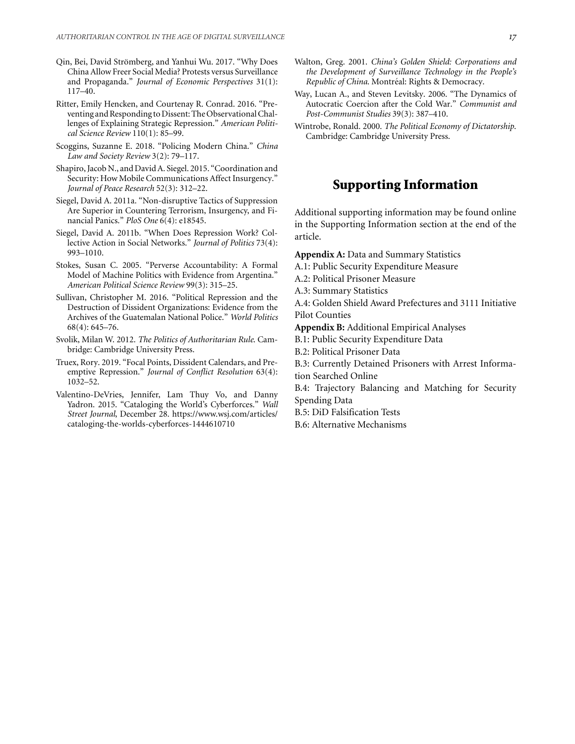Qin, Bei, David Strömberg, and Yanhui Wu. 2017. "Why Does China Allow Freer Social Media? Protests versus Surveillance and Propaganda." *Journal of Economic Perspectives* 31(1): 117–40.

Ritter, Emily Hencken, and Courtenay R. Conrad. 2016. "Preventing and Responding to Dissent: The Observational Challenges of Explaining Strategic Repression." *American Political Science Review* 110(1): 85–99.

Scoggins, Suzanne E. 2018. "Policing Modern China." *China Law and Society Review* 3(2): 79–117.

Shapiro, Jacob N., and David A. Siegel. 2015. "Coordination and Security: How Mobile Communications Affect Insurgency." *Journal of Peace Research* 52(3): 312–22.

Siegel, David A. 2011a. "Non-disruptive Tactics of Suppression Are Superior in Countering Terrorism, Insurgency, and Financial Panics." *PloS One* 6(4): e18545.

Siegel, David A. 2011b. "When Does Repression Work? Collective Action in Social Networks." *Journal of Politics* 73(4): 993–1010.

Stokes, Susan C. 2005. "Perverse Accountability: A Formal Model of Machine Politics with Evidence from Argentina." *American Political Science Review* 99(3): 315–25.

Sullivan, Christopher M. 2016. "Political Repression and the Destruction of Dissident Organizations: Evidence from the Archives of the Guatemalan National Police." *World Politics* 68(4): 645–76.

Svolik, Milan W. 2012. *The Politics of Authoritarian Rule*. Cambridge: Cambridge University Press.

Truex, Rory. 2019. "Focal Points, Dissident Calendars, and Preemptive Repression." *Journal of Conflict Resolution* 63(4): 1032–52.

Valentino-DeVries, Jennifer, Lam Thuy Vo, and Danny Yadron. 2015. "Cataloging the World's Cyberforces." *Wall Street Journal*, December 28. https://www.wsj.com/articles/cataloging-the-worlds-cyberforces-1444610710

Walton, Greg. 2001. *China's Golden Shield: Corporations and the Development of Surveillance Technology in the People's Republic of China*. Montréal: Rights & Democracy.

Way, Lucan A., and Steven Levitsky. 2006. "The Dynamics of Autocratic Coercion after the Cold War." *Communist and Post-Communist Studies* 39(3): 387–410.

Wintrobe, Ronald. 2000. *The Political Economy of Dictatorship*. Cambridge: Cambridge University Press.

## Supporting Information

Additional supporting information may be found online in the Supporting Information section at the end of the article.

**Appendix A:** Data and Summary Statistics
A.1: Public Security Expenditure Measure
A.2: Political Prisoner Measure
A.3: Summary Statistics
A.4: Golden Shield Award Prefectures and 3111 Initiative Pilot Counties
**Appendix B:** Additional Empirical Analyses
B.1: Public Security Expenditure Data
B.2: Political Prisoner Data
B.3: Currently Detained Prisoners with Arrest Information Searched Online
B.4: Trajectory Balancing and Matching for Security Spending Data
B.5: DiD Falsification Tests
B.6: Alternative Mechanisms